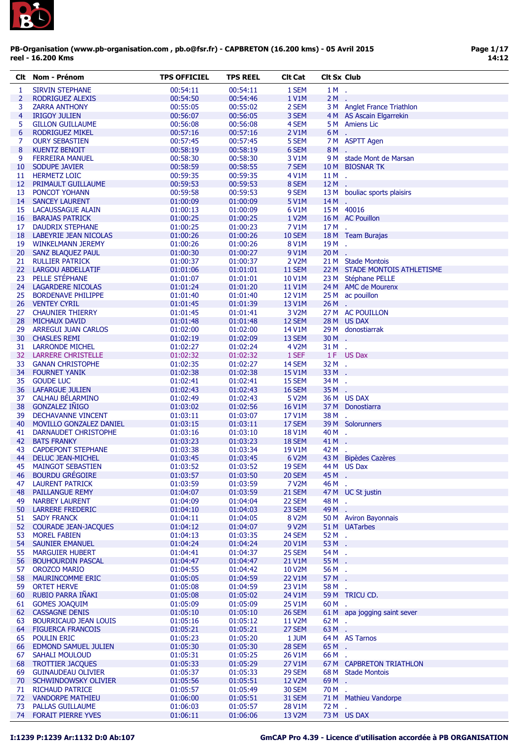**PB-Organisation (www.pb-organisation.com , pb.o@fsr.fr) - CAPBRETON (16.200 kms) - 05 Avril 2015**
**reel - 16.200 Kms**

| Clt | Nom - Prénom | TPS OFFICIEL | TPS REEL | Clt Cat | Clt Sx | Club |
|---|---|---|---|---|---|---|
| 1 | SIRVIN STEPHANE | 00:54:11 | 00:54:11 | 1 SEM | 1 M | . |
| 2 | RODRIGUEZ ALEXIS | 00:54:50 | 00:54:46 | 1 V1M | 2 M | . |
| 3 | ZARRA ANTHONY | 00:55:05 | 00:55:02 | 2 SEM | 3 M | Anglet France Triathlon |
| 4 | IRIGOY JULIEN | 00:56:07 | 00:56:05 | 3 SEM | 4 M | AS Ascain Elgarrekin |
| 5 | GILLON GUILLAUME | 00:56:08 | 00:56:08 | 4 SEM | 5 M | Amiens Lic |
| 6 | RODRIGUEZ MIKEL | 00:57:16 | 00:57:16 | 2 V1M | 6 M | . |
| 7 | OURY SEBASTIEN | 00:57:45 | 00:57:45 | 5 SEM | 7 M | ASPTT Agen |
| 8 | KUENTZ BENOIT | 00:58:19 | 00:58:19 | 6 SEM | 8 M | . |
| 9 | FERREIRA MANUEL | 00:58:30 | 00:58:30 | 3 V1M | 9 M | stade Mont de Marsan |
| 10 | SODUPE JAVIER | 00:58:59 | 00:58:55 | 7 SEM | 10 M | BIOSNAR TK |
| 11 | HERMETZ LOIC | 00:59:35 | 00:59:35 | 4 V1M | 11 M | . |
| 12 | PRIMAULT GUILLAUME | 00:59:53 | 00:59:53 | 8 SEM | 12 M | . |
| 13 | PONCOT YOHANN | 00:59:58 | 00:59:53 | 9 SEM | 13 M | bouliac sports plaisirs |
| 14 | SANCEY LAURENT | 01:00:09 | 01:00:09 | 5 V1M | 14 M | . |
| 15 | LACAUSSAGUE ALAIN | 01:00:13 | 01:00:09 | 6 V1M | 15 M | 40016 |
| 16 | BARAJAS PATRICK | 01:00:25 | 01:00:25 | 1 V2M | 16 M | AC Pouillon |
| 17 | DAUDRIX STEPHANE | 01:00:25 | 01:00:23 | 7 V1M | 17 M | . |
| 18 | LABEYRIE JEAN NICOLAS | 01:00:26 | 01:00:26 | 10 SEM | 18 M | Team Burajas |
| 19 | WINKELMANN JEREMY | 01:00:26 | 01:00:26 | 8 V1M | 19 M | . |
| 20 | SANZ BLAQUEZ PAUL | 01:00:30 | 01:00:27 | 9 V1M | 20 M | . |
| 21 | RULLIER PATRICK | 01:00:37 | 01:00:37 | 2 V2M | 21 M | Stade Montois |
| 22 | LARGOU ABDELLATIF | 01:01:06 | 01:01:01 | 11 SEM | 22 M | STADE MONTOIS ATHLETISME |
| 23 | PELLE STÉPHANE | 01:01:07 | 01:01:01 | 10 V1M | 23 M | Stéphane PELLE |
| 24 | LAGARDERE NICOLAS | 01:01:24 | 01:01:20 | 11 V1M | 24 M | AMC de Mourenx |
| 25 | BORDENAVE PHILIPPE | 01:01:40 | 01:01:40 | 12 V1M | 25 M | ac pouillon |
| 26 | VENTEY CYRIL | 01:01:45 | 01:01:39 | 13 V1M | 26 M | . |
| 27 | CHAUNIER THIERRY | 01:01:45 | 01:01:41 | 3 V2M | 27 M | AC POUILLON |
| 28 | MICHAUX DAVID | 01:01:48 | 01:01:48 | 12 SEM | 28 M | US DAX |
| 29 | ARREGUI JUAN CARLOS | 01:02:00 | 01:02:00 | 14 V1M | 29 M | donostiarrak |
| 30 | CHASLES REMI | 01:02:19 | 01:02:09 | 13 SEM | 30 M | . |
| 31 | LARRONDE MICHEL | 01:02:27 | 01:02:24 | 4 V2M | 31 M | . |
| 32 | LARRERE CHRISTELLE | 01:02:32 | 01:02:32 | 1 SEF | 1 F | US Dax |
| 33 | GANAN CHRISTOPHE | 01:02:35 | 01:02:27 | 14 SEM | 32 M | . |
| 34 | FOURNET YANIK | 01:02:38 | 01:02:38 | 15 V1M | 33 M | . |
| 35 | GOUDE LUC | 01:02:41 | 01:02:41 | 15 SEM | 34 M | . |
| 36 | LAFARGUE JULIEN | 01:02:43 | 01:02:43 | 16 SEM | 35 M | . |
| 37 | CALHAU BÉLARMINO | 01:02:49 | 01:02:43 | 5 V2M | 36 M | US DAX |
| 38 | GONZALEZ IÑIGO | 01:03:02 | 01:02:56 | 16 V1M | 37 M | Donostiarra |
| 39 | DECHAVANNE VINCENT | 01:03:11 | 01:03:07 | 17 V1M | 38 M | . |
| 40 | MOVILLO GONZALEZ DANIEL | 01:03:15 | 01:03:11 | 17 SEM | 39 M | Solorunners |
| 41 | DARNAUDET CHRISTOPHE | 01:03:16 | 01:03:10 | 18 V1M | 40 M | . |
| 42 | BATS FRANKY | 01:03:23 | 01:03:23 | 18 SEM | 41 M | . |
| 43 | CAPDEPONT STEPHANE | 01:03:38 | 01:03:34 | 19 V1M | 42 M | . |
| 44 | DELUC JEAN-MICHEL | 01:03:45 | 01:03:45 | 6 V2M | 43 M | Bipèdes Cazères |
| 45 | MAINGOT SEBASTIEN | 01:03:52 | 01:03:52 | 19 SEM | 44 M | US Dax |
| 46 | BOURDU GRÉGOIRE | 01:03:57 | 01:03:50 | 20 SEM | 45 M | . |
| 47 | LAURENT PATRICK | 01:03:59 | 01:03:59 | 7 V2M | 46 M | . |
| 48 | PAILLANGUE REMY | 01:04:07 | 01:03:59 | 21 SEM | 47 M | UC St justin |
| 49 | NARBEY LAURENT | 01:04:09 | 01:04:04 | 22 SEM | 48 M | . |
| 50 | LARRERE FREDERIC | 01:04:10 | 01:04:03 | 23 SEM | 49 M | . |
| 51 | SADY FRANCK | 01:04:11 | 01:04:05 | 8 V2M | 50 M | Aviron Bayonnais |
| 52 | COURADE JEAN-JACQUES | 01:04:12 | 01:04:07 | 9 V2M | 51 M | UATarbes |
| 53 | MOREL FABIEN | 01:04:13 | 01:03:35 | 24 SEM | 52 M | . |
| 54 | SAUNIER EMANUEL | 01:04:24 | 01:04:24 | 20 V1M | 53 M | . |
| 55 | MARGUIER HUBERT | 01:04:41 | 01:04:37 | 25 SEM | 54 M | . |
| 56 | BOUHOURDIN PASCAL | 01:04:47 | 01:04:47 | 21 V1M | 55 M | . |
| 57 | OROZCO MARIO | 01:04:55 | 01:04:42 | 10 V2M | 56 M | . |
| 58 | MAURINCOMME ERIC | 01:05:05 | 01:04:59 | 22 V1M | 57 M | . |
| 59 | ORTET HERVE | 01:05:08 | 01:04:59 | 23 V1M | 58 M | . |
| 60 | RUBIO PARRA IÑAKI | 01:05:08 | 01:05:02 | 24 V1M | 59 M | TRICU CD. |
| 61 | GOMES JOAQUIM | 01:05:09 | 01:05:09 | 25 V1M | 60 M | . |
| 62 | CASSAGNE DENIS | 01:05:10 | 01:05:10 | 26 SEM | 61 M | apa jogging saint sever |
| 63 | BOURRICAUD JEAN LOUIS | 01:05:16 | 01:05:12 | 11 V2M | 62 M | . |
| 64 | FIGUERCA FRANCOIS | 01:05:21 | 01:05:21 | 27 SEM | 63 M | . |
| 65 | POULIN ERIC | 01:05:23 | 01:05:20 | 1 JUM | 64 M | AS Tarnos |
| 66 | EDMOND SAMUEL JULIEN | 01:05:30 | 01:05:30 | 28 SEM | 65 M | . |
| 67 | SAHALI MOULOUD | 01:05:31 | 01:05:25 | 26 V1M | 66 M | . |
| 68 | TROTTIER JACQUES | 01:05:33 | 01:05:29 | 27 V1M | 67 M | CAPBRETON TRIATHLON |
| 69 | GUINAUDEAU OLIVIER | 01:05:37 | 01:05:33 | 29 SEM | 68 M | Stade Montois |
| 70 | SCHWINDOWSKY OLIVIER | 01:05:56 | 01:05:51 | 12 V2M | 69 M | . |
| 71 | RICHAUD PATRICE | 01:05:57 | 01:05:49 | 30 SEM | 70 M | . |
| 72 | VANDORPE MATHIEU | 01:06:00 | 01:05:51 | 31 SEM | 71 M | Mathieu Vandorpe |
| 73 | PALLAS GUILLAUME | 01:06:03 | 01:05:57 | 28 V1M | 72 M | . |
| 74 | FORAIT PIERRE YVES | 01:06:11 | 01:06:06 | 13 V2M | 73 M | US DAX |

I:1239 P:1239 Ar:1132 D:0 Ab:107

GmCAP Pro 4.39 - Licence d'utilisation accordée à PB ORGANISATION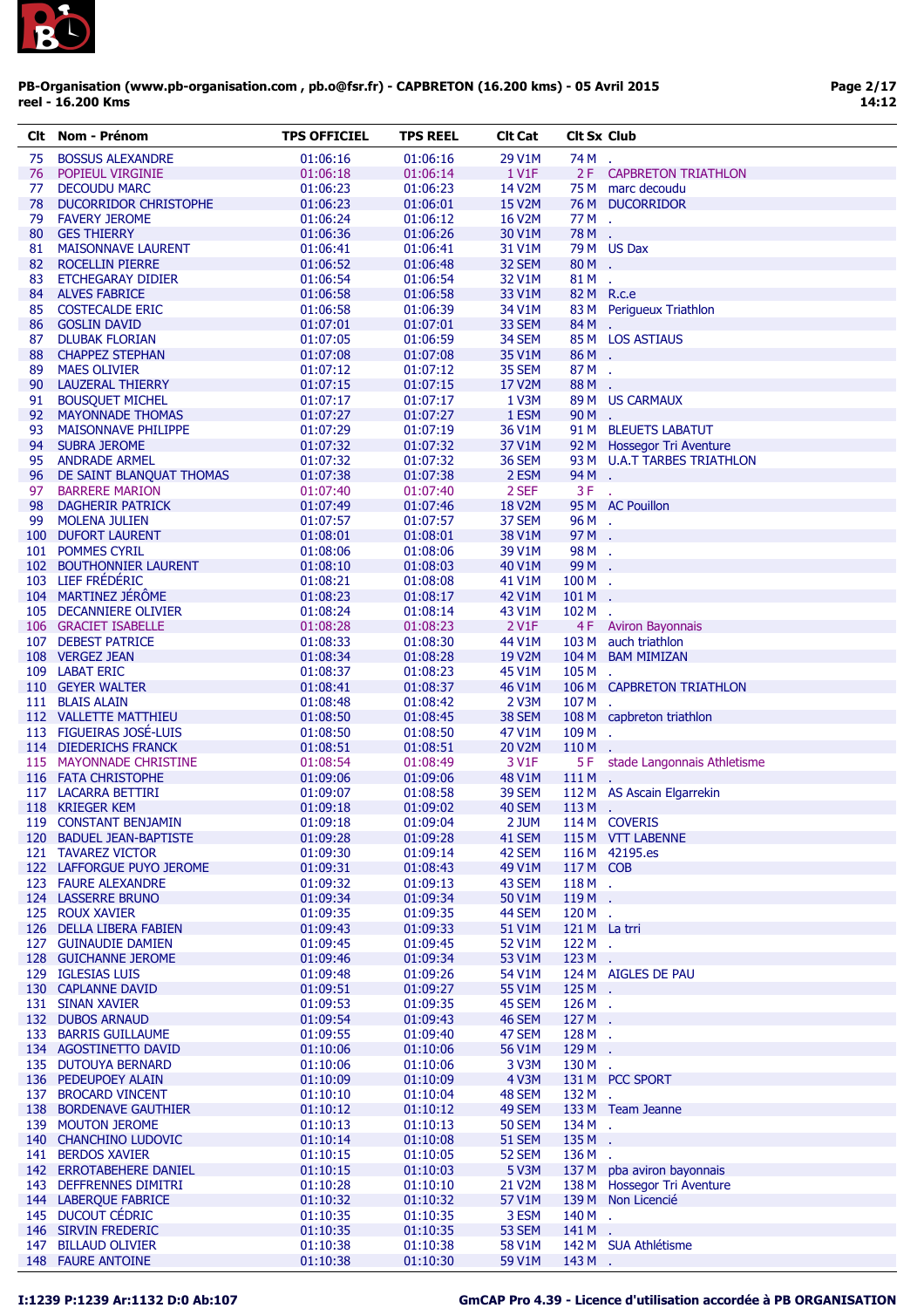**PB-Organisation (www.pb-organisation.com , pb.o@fsr.fr) - CAPBRETON (16.200 kms) - 05 Avril 2015**
**reel - 16.200 Kms**

| Clt | Nom - Prénom | TPS OFFICIEL | TPS REEL | Clt Cat | Clt Sx | Club |
|---|---|---|---|---|---|---|
| 75 | BOSSUS ALEXANDRE | 01:06:16 | 01:06:16 | 29 V1M | 74 M | . |
| 76 | POPIEUL VIRGINIE | 01:06:18 | 01:06:14 | 1 V1F | 2 F | CAPBRETON TRIATHLON |
| 77 | DECOUDU MARC | 01:06:23 | 01:06:23 | 14 V2M | 75 M | marc decoudu |
| 78 | DUCORRIDOR CHRISTOPHE | 01:06:23 | 01:06:01 | 15 V2M | 76 M | DUCORRIDOR |
| 79 | FAVERY JEROME | 01:06:24 | 01:06:12 | 16 V2M | 77 M | . |
| 80 | GES THIERRY | 01:06:36 | 01:06:26 | 30 V1M | 78 M | . |
| 81 | MAISONNAVE LAURENT | 01:06:41 | 01:06:41 | 31 V1M | 79 M | US Dax |
| 82 | ROCELLIN PIERRE | 01:06:52 | 01:06:48 | 32 SEM | 80 M | . |
| 83 | ETCHEGARAY DIDIER | 01:06:54 | 01:06:54 | 32 V1M | 81 M | . |
| 84 | ALVES FABRICE | 01:06:58 | 01:06:58 | 33 V1M | 82 M | R.c.e |
| 85 | COSTECALDE ERIC | 01:06:58 | 01:06:39 | 34 V1M | 83 M | Perigueux Triathlon |
| 86 | GOSLIN DAVID | 01:07:01 | 01:07:01 | 33 SEM | 84 M | . |
| 87 | DLUBAK FLORIAN | 01:07:05 | 01:06:59 | 34 SEM | 85 M | LOS ASTIAUS |
| 88 | CHAPPEZ STEPHAN | 01:07:08 | 01:07:08 | 35 V1M | 86 M | . |
| 89 | MAES OLIVIER | 01:07:12 | 01:07:12 | 35 SEM | 87 M | . |
| 90 | LAUZERAL THIERRY | 01:07:15 | 01:07:15 | 17 V2M | 88 M | . |
| 91 | BOUSQUET MICHEL | 01:07:17 | 01:07:17 | 1 V3M | 89 M | US CARMAUX |
| 92 | MAYONNADE THOMAS | 01:07:27 | 01:07:27 | 1 ESM | 90 M | . |
| 93 | MAISONNAVE PHILIPPE | 01:07:29 | 01:07:19 | 36 V1M | 91 M | BLEUETS LABATUT |
| 94 | SUBRA JEROME | 01:07:32 | 01:07:32 | 37 V1M | 92 M | Hossegor Tri Aventure |
| 95 | ANDRADE ARMEL | 01:07:32 | 01:07:32 | 36 SEM | 93 M | U.A.T TARBES TRIATHLON |
| 96 | DE SAINT BLANQUAT THOMAS | 01:07:38 | 01:07:38 | 2 ESM | 94 M | . |
| 97 | BARRERE MARION | 01:07:40 | 01:07:40 | 2 SEF | 3 F | . |
| 98 | DAGHERIR PATRICK | 01:07:49 | 01:07:46 | 18 V2M | 95 M | AC Pouillon |
| 99 | MOLENA JULIEN | 01:07:57 | 01:07:57 | 37 SEM | 96 M | . |
| 100 | DUFORT LAURENT | 01:08:01 | 01:08:01 | 38 V1M | 97 M | . |
| 101 | POMMES CYRIL | 01:08:06 | 01:08:06 | 39 V1M | 98 M | . |
| 102 | BOUTHONNIER LAURENT | 01:08:10 | 01:08:03 | 40 V1M | 99 M | . |
| 103 | LIEF FRÉDÉRIC | 01:08:21 | 01:08:08 | 41 V1M | 100 M | . |
| 104 | MARTINEZ JÉRÔME | 01:08:23 | 01:08:17 | 42 V1M | 101 M | . |
| 105 | DECANNIERE OLIVIER | 01:08:24 | 01:08:14 | 43 V1M | 102 M | . |
| 106 | GRACIET ISABELLE | 01:08:28 | 01:08:23 | 2 V1F | 4 F | Aviron Bayonnais |
| 107 | DEBEST PATRICE | 01:08:33 | 01:08:30 | 44 V1M | 103 M | auch triathlon |
| 108 | VERGEZ JEAN | 01:08:34 | 01:08:28 | 19 V2M | 104 M | BAM MIMIZAN |
| 109 | LABAT ERIC | 01:08:37 | 01:08:23 | 45 V1M | 105 M | . |
| 110 | GEYER WALTER | 01:08:41 | 01:08:37 | 46 V1M | 106 M | CAPBRETON TRIATHLON |
| 111 | BLAIS ALAIN | 01:08:48 | 01:08:42 | 2 V3M | 107 M | . |
| 112 | VALLETTE MATTHIEU | 01:08:50 | 01:08:45 | 38 SEM | 108 M | capbreton triathlon |
| 113 | FIGUEIRAS JOSÉ-LUIS | 01:08:50 | 01:08:50 | 47 V1M | 109 M | . |
| 114 | DIEDERICHS FRANCK | 01:08:51 | 01:08:51 | 20 V2M | 110 M | . |
| 115 | MAYONNADE CHRISTINE | 01:08:54 | 01:08:49 | 3 V1F | 5 F | stade Langonnais Athletisme |
| 116 | FATA CHRISTOPHE | 01:09:06 | 01:09:06 | 48 V1M | 111 M | . |
| 117 | LACARRA BETTIRI | 01:09:07 | 01:08:58 | 39 SEM | 112 M | AS Ascain Elgarrekin |
| 118 | KRIEGER KEM | 01:09:18 | 01:09:02 | 40 SEM | 113 M | . |
| 119 | CONSTANT BENJAMIN | 01:09:18 | 01:09:04 | 2 JUM | 114 M | COVERIS |
| 120 | BADUEL JEAN-BAPTISTE | 01:09:28 | 01:09:28 | 41 SEM | 115 M | VTT LABENNE |
| 121 | TAVAREZ VICTOR | 01:09:30 | 01:09:14 | 42 SEM | 116 M | 42195.es |
| 122 | LAFFORGUE PUYO JEROME | 01:09:31 | 01:08:43 | 49 V1M | 117 M | COB |
| 123 | FAURE ALEXANDRE | 01:09:32 | 01:09:13 | 43 SEM | 118 M | . |
| 124 | LASSERRE BRUNO | 01:09:34 | 01:09:34 | 50 V1M | 119 M | . |
| 125 | ROUX XAVIER | 01:09:35 | 01:09:35 | 44 SEM | 120 M | . |
| 126 | DELLA LIBERA FABIEN | 01:09:43 | 01:09:33 | 51 V1M | 121 M | La trri |
| 127 | GUINAUDIE DAMIEN | 01:09:45 | 01:09:45 | 52 V1M | 122 M | . |
| 128 | GUICHANNE JEROME | 01:09:46 | 01:09:34 | 53 V1M | 123 M | . |
| 129 | IGLESIAS LUIS | 01:09:48 | 01:09:26 | 54 V1M | 124 M | AIGLES DE PAU |
| 130 | CAPLANNE DAVID | 01:09:51 | 01:09:27 | 55 V1M | 125 M | . |
| 131 | SINAN XAVIER | 01:09:53 | 01:09:35 | 45 SEM | 126 M | . |
| 132 | DUBOS ARNAUD | 01:09:54 | 01:09:43 | 46 SEM | 127 M | . |
| 133 | BARRIS GUILLAUME | 01:09:55 | 01:09:40 | 47 SEM | 128 M | . |
| 134 | AGOSTINETTO DAVID | 01:10:06 | 01:10:06 | 56 V1M | 129 M | . |
| 135 | DUTOUYA BERNARD | 01:10:06 | 01:10:06 | 3 V3M | 130 M | . |
| 136 | PEDEUPOEY ALAIN | 01:10:09 | 01:10:09 | 4 V3M | 131 M | PCC SPORT |
| 137 | BROCARD VINCENT | 01:10:10 | 01:10:04 | 48 SEM | 132 M | . |
| 138 | BORDENAVE GAUTHIER | 01:10:12 | 01:10:12 | 49 SEM | 133 M | Team Jeanne |
| 139 | MOUTON JEROME | 01:10:13 | 01:10:13 | 50 SEM | 134 M | . |
| 140 | CHANCHINO LUDOVIC | 01:10:14 | 01:10:08 | 51 SEM | 135 M | . |
| 141 | BERDOS XAVIER | 01:10:15 | 01:10:05 | 52 SEM | 136 M | . |
| 142 | ERROTABEHERE DANIEL | 01:10:15 | 01:10:03 | 5 V3M | 137 M | pba aviron bayonnais |
| 143 | DEFFRENNES DIMITRI | 01:10:28 | 01:10:10 | 21 V2M | 138 M | Hossegor Tri Aventure |
| 144 | LABERQUE FABRICE | 01:10:32 | 01:10:32 | 57 V1M | 139 M | Non Licencié |
| 145 | DUCOUT CÉDRIC | 01:10:35 | 01:10:35 | 3 ESM | 140 M | . |
| 146 | SIRVIN FREDERIC | 01:10:35 | 01:10:35 | 53 SEM | 141 M | . |
| 147 | BILLAUD OLIVIER | 01:10:38 | 01:10:38 | 58 V1M | 142 M | SUA Athlétisme |
| 148 | FAURE ANTOINE | 01:10:38 | 01:10:30 | 59 V1M | 143 M | . |

I:1239 P:1239 Ar:1132 D:0 Ab:107

GmCAP Pro 4.39 - Licence d'utilisation accordée à PB ORGANISATION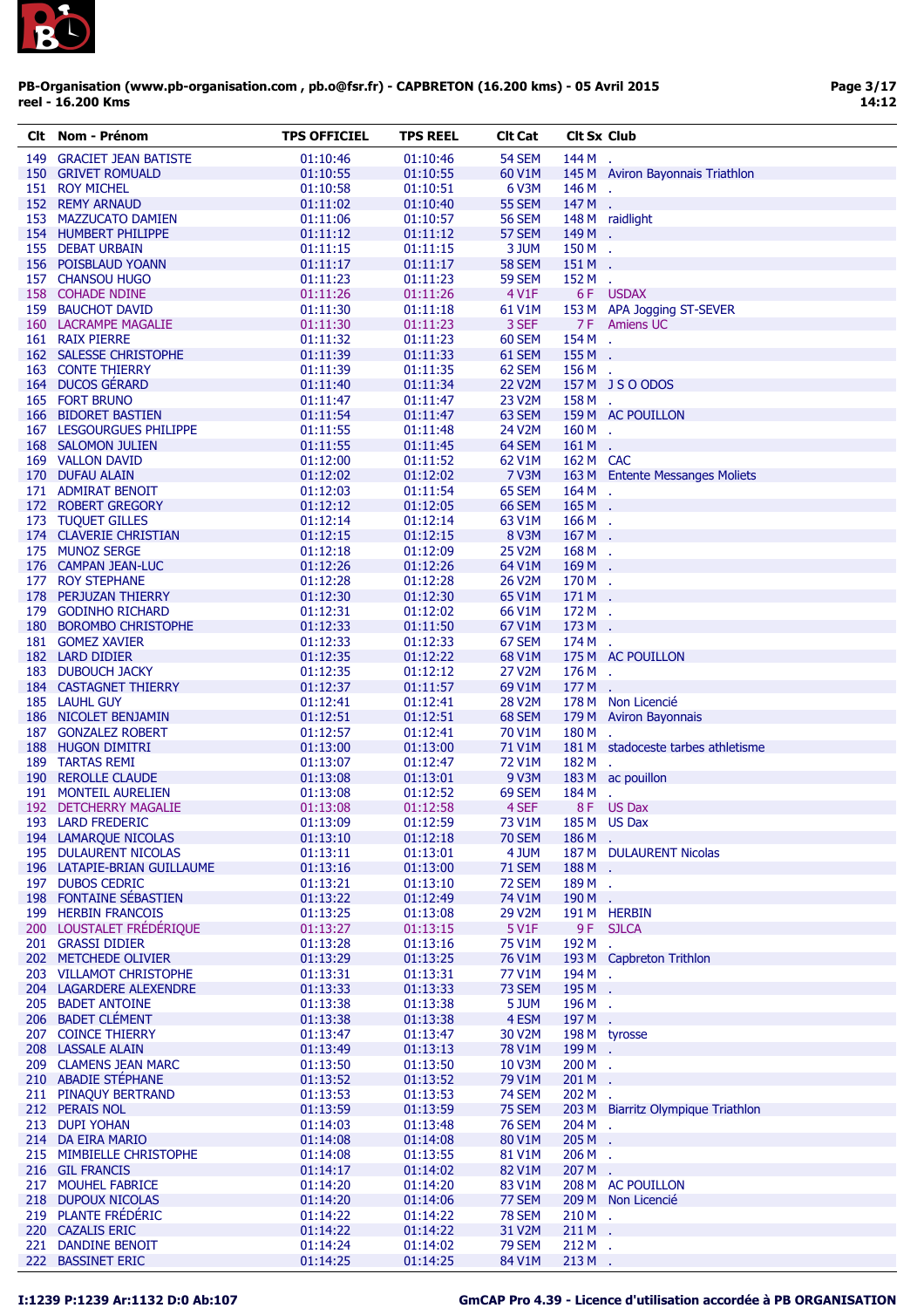PB-Organisation (www.pb-organisation.com , pb.o@fsr.fr) - CAPBRETON (16.200 kms) - 05 Avril 2015
reel - 16.200 Kms

| Clt | Nom - Prénom | TPS OFFICIEL | TPS REEL | Clt Cat | Clt Sx | Club |
|---|---|---|---|---|---|---|
| 149 | GRACIET JEAN BATISTE | 01:10:46 | 01:10:46 | 54 SEM | 144 M | . |
| 150 | GRIVET ROMUALD | 01:10:55 | 01:10:55 | 60 V1M | 145 M | Aviron Bayonnais Triathlon |
| 151 | ROY MICHEL | 01:10:58 | 01:10:51 | 6 V3M | 146 M | . |
| 152 | REMY ARNAUD | 01:11:02 | 01:10:40 | 55 SEM | 147 M | . |
| 153 | MAZZUCATO DAMIEN | 01:11:06 | 01:10:57 | 56 SEM | 148 M | raidlight |
| 154 | HUMBERT PHILIPPE | 01:11:12 | 01:11:12 | 57 SEM | 149 M | . |
| 155 | DEBAT URBAIN | 01:11:15 | 01:11:15 | 3 JUM | 150 M | . |
| 156 | POISBLAUD YOANN | 01:11:17 | 01:11:17 | 58 SEM | 151 M | . |
| 157 | CHANSOU HUGO | 01:11:23 | 01:11:23 | 59 SEM | 152 M | . |
| 158 | COHADE NDINE | 01:11:26 | 01:11:26 | 4 V1F | 6 F | USDAX |
| 159 | BAUCHOT DAVID | 01:11:30 | 01:11:18 | 61 V1M | 153 M | APA Jogging ST-SEVER |
| 160 | LACRAMPE MAGALIE | 01:11:30 | 01:11:23 | 3 SEF | 7 F | Amiens UC |
| 161 | RAIX PIERRE | 01:11:32 | 01:11:23 | 60 SEM | 154 M | . |
| 162 | SALESSE CHRISTOPHE | 01:11:39 | 01:11:33 | 61 SEM | 155 M | . |
| 163 | CONTE THIERRY | 01:11:39 | 01:11:35 | 62 SEM | 156 M | . |
| 164 | DUCOS GÉRARD | 01:11:40 | 01:11:34 | 22 V2M | 157 M | J S O ODOS |
| 165 | FORT BRUNO | 01:11:47 | 01:11:47 | 23 V2M | 158 M | . |
| 166 | BIDORET BASTIEN | 01:11:54 | 01:11:47 | 63 SEM | 159 M | AC POUILLON |
| 167 | LESGOURGUES PHILIPPE | 01:11:55 | 01:11:48 | 24 V2M | 160 M | . |
| 168 | SALOMON JULIEN | 01:11:55 | 01:11:45 | 64 SEM | 161 M | . |
| 169 | VALLON DAVID | 01:12:00 | 01:11:52 | 62 V1M | 162 M | CAC |
| 170 | DUFAU ALAIN | 01:12:02 | 01:12:02 | 7 V3M | 163 M | Entente Messanges Moliets |
| 171 | ADMIRAT BENOIT | 01:12:03 | 01:11:54 | 65 SEM | 164 M | . |
| 172 | ROBERT GREGORY | 01:12:12 | 01:12:05 | 66 SEM | 165 M | . |
| 173 | TUQUET GILLES | 01:12:14 | 01:12:14 | 63 V1M | 166 M | . |
| 174 | CLAVERIE CHRISTIAN | 01:12:15 | 01:12:15 | 8 V3M | 167 M | . |
| 175 | MUNOZ SERGE | 01:12:18 | 01:12:09 | 25 V2M | 168 M | . |
| 176 | CAMPAN JEAN-LUC | 01:12:26 | 01:12:26 | 64 V1M | 169 M | . |
| 177 | ROY STEPHANE | 01:12:28 | 01:12:28 | 26 V2M | 170 M | . |
| 178 | PERJUZAN THIERRY | 01:12:30 | 01:12:30 | 65 V1M | 171 M | . |
| 179 | GODINHO RICHARD | 01:12:31 | 01:12:02 | 66 V1M | 172 M | . |
| 180 | BOROMBO CHRISTOPHE | 01:12:33 | 01:11:50 | 67 V1M | 173 M | . |
| 181 | GOMEZ XAVIER | 01:12:33 | 01:12:33 | 67 SEM | 174 M | . |
| 182 | LARD DIDIER | 01:12:35 | 01:12:22 | 68 V1M | 175 M | AC POUILLON |
| 183 | DUBOUCH JACKY | 01:12:35 | 01:12:12 | 27 V2M | 176 M | . |
| 184 | CASTAGNET THIERRY | 01:12:37 | 01:11:57 | 69 V1M | 177 M | . |
| 185 | LAUHL GUY | 01:12:41 | 01:12:41 | 28 V2M | 178 M | Non Licencié |
| 186 | NICOLET BENJAMIN | 01:12:51 | 01:12:51 | 68 SEM | 179 M | Aviron Bayonnais |
| 187 | GONZALEZ ROBERT | 01:12:57 | 01:12:41 | 70 V1M | 180 M | . |
| 188 | HUGON DIMITRI | 01:13:00 | 01:13:00 | 71 V1M | 181 M | stadoceste tarbes athletisme |
| 189 | TARTAS REMI | 01:13:07 | 01:12:47 | 72 V1M | 182 M | . |
| 190 | REROLLE CLAUDE | 01:13:08 | 01:13:01 | 9 V3M | 183 M | ac pouillon |
| 191 | MONTEIL AURELIEN | 01:13:08 | 01:12:52 | 69 SEM | 184 M | . |
| 192 | DETCHERRY MAGALIE | 01:13:08 | 01:12:58 | 4 SEF | 8 F | US Dax |
| 193 | LARD FREDERIC | 01:13:09 | 01:12:59 | 73 V1M | 185 M | US Dax |
| 194 | LAMARQUE NICOLAS | 01:13:10 | 01:12:18 | 70 SEM | 186 M | . |
| 195 | DULAURENT NICOLAS | 01:13:11 | 01:13:01 | 4 JUM | 187 M | DULAURENT Nicolas |
| 196 | LATAPIE-BRIAN GUILLAUME | 01:13:16 | 01:13:00 | 71 SEM | 188 M | . |
| 197 | DUBOS CEDRIC | 01:13:21 | 01:13:10 | 72 SEM | 189 M | . |
| 198 | FONTAINE SÉBASTIEN | 01:13:22 | 01:12:49 | 74 V1M | 190 M | . |
| 199 | HERBIN FRANCOIS | 01:13:25 | 01:13:08 | 29 V2M | 191 M | HERBIN |
| 200 | LOUSTALET FRÉDÉRIQUE | 01:13:27 | 01:13:15 | 5 V1F | 9 F | SJLCA |
| 201 | GRASSI DIDIER | 01:13:28 | 01:13:16 | 75 V1M | 192 M | . |
| 202 | METCHEDE OLIVIER | 01:13:29 | 01:13:25 | 76 V1M | 193 M | Capbreton Trithlon |
| 203 | VILLAMOT CHRISTOPHE | 01:13:31 | 01:13:31 | 77 V1M | 194 M | . |
| 204 | LAGARDERE ALEXENDRE | 01:13:33 | 01:13:33 | 73 SEM | 195 M | . |
| 205 | BADET ANTOINE | 01:13:38 | 01:13:38 | 5 JUM | 196 M | . |
| 206 | BADET CLÉMENT | 01:13:38 | 01:13:38 | 4 ESM | 197 M | . |
| 207 | COINCE THIERRY | 01:13:47 | 01:13:47 | 30 V2M | 198 M | tyrosse |
| 208 | LASSALE ALAIN | 01:13:49 | 01:13:13 | 78 V1M | 199 M | . |
| 209 | CLAMENS JEAN MARC | 01:13:50 | 01:13:50 | 10 V3M | 200 M | . |
| 210 | ABADIE STÉPHANE | 01:13:52 | 01:13:52 | 79 V1M | 201 M | . |
| 211 | PINAQUY BERTRAND | 01:13:53 | 01:13:53 | 74 SEM | 202 M | . |
| 212 | PERAIS NOL | 01:13:59 | 01:13:59 | 75 SEM | 203 M | Biarritz Olympique Triathlon |
| 213 | DUPI YOHAN | 01:14:03 | 01:13:48 | 76 SEM | 204 M | . |
| 214 | DA EIRA MARIO | 01:14:08 | 01:14:08 | 80 V1M | 205 M | . |
| 215 | MIMBIELLE CHRISTOPHE | 01:14:08 | 01:13:55 | 81 V1M | 206 M | . |
| 216 | GIL FRANCIS | 01:14:17 | 01:14:02 | 82 V1M | 207 M | . |
| 217 | MOUHEL FABRICE | 01:14:20 | 01:14:20 | 83 V1M | 208 M | AC POUILLON |
| 218 | DUPOUX NICOLAS | 01:14:20 | 01:14:06 | 77 SEM | 209 M | Non Licencié |
| 219 | PLANTE FRÉDÉRIC | 01:14:22 | 01:14:22 | 78 SEM | 210 M | . |
| 220 | CAZALIS ERIC | 01:14:22 | 01:14:22 | 31 V2M | 211 M | . |
| 221 | DANDINE BENOIT | 01:14:24 | 01:14:02 | 79 SEM | 212 M | . |
| 222 | BASSINET ERIC | 01:14:25 | 01:14:25 | 84 V1M | 213 M | . |

I:1239 P:1239 Ar:1132 D:0 Ab:107

GmCAP Pro 4.39 - Licence d'utilisation accordée à PB ORGANISATION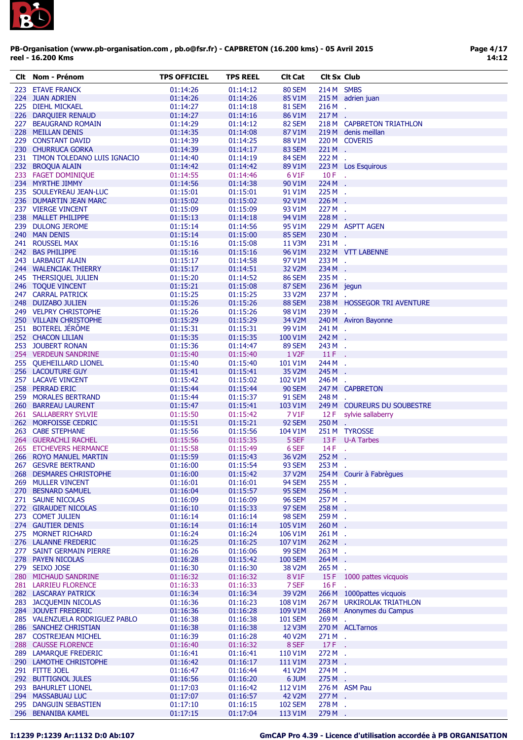PB-Organisation (www.pb-organisation.com , pb.o@fsr.fr) - CAPBRETON (16.200 kms) - 05 Avril 2015
reel - 16.200 Kms

| Clt | Nom - Prénom | TPS OFFICIEL | TPS REEL | Clt Cat | Clt Sx | Club |
|---|---|---|---|---|---|---|
| 223 | ETAVE FRANCK | 01:14:26 | 01:14:12 | 80 SEM | 214 M | SMBS |
| 224 | JUAN ADRIEN | 01:14:26 | 01:14:26 | 85 V1M | 215 M | adrien juan |
| 225 | DIEHL MICKAEL | 01:14:27 | 01:14:18 | 81 SEM | 216 M | . |
| 226 | DARQUIER RENAUD | 01:14:27 | 01:14:16 | 86 V1M | 217 M | . |
| 227 | BEAUGRAND ROMAIN | 01:14:29 | 01:14:12 | 82 SEM | 218 M | CAPBRETON TRIATHLON |
| 228 | MEILLAN DENIS | 01:14:35 | 01:14:08 | 87 V1M | 219 M | denis meillan |
| 229 | CONSTANT DAVID | 01:14:39 | 01:14:25 | 88 V1M | 220 M | COVERIS |
| 230 | CHURRUCA GORKA | 01:14:39 | 01:14:17 | 83 SEM | 221 M | . |
| 231 | TIMON TOLEDANO LUIS IGNACIO | 01:14:40 | 01:14:19 | 84 SEM | 222 M | . |
| 232 | BROQUA ALAIN | 01:14:42 | 01:14:42 | 89 V1M | 223 M | Los Esquirous |
| 233 | FAGET DOMINIQUE | 01:14:55 | 01:14:46 | 6 V1F | 10 F | . |
| 234 | MYRTHE JIMMY | 01:14:56 | 01:14:38 | 90 V1M | 224 M | . |
| 235 | SOULEYREAU JEAN-LUC | 01:15:01 | 01:15:01 | 91 V1M | 225 M | . |
| 236 | DUMARTIN JEAN MARC | 01:15:02 | 01:15:02 | 92 V1M | 226 M | . |
| 237 | VIERGE VINCENT | 01:15:09 | 01:15:09 | 93 V1M | 227 M | . |
| 238 | MALLET PHILIPPE | 01:15:13 | 01:14:18 | 94 V1M | 228 M | . |
| 239 | DULONG JEROME | 01:15:14 | 01:14:56 | 95 V1M | 229 M | ASPTT AGEN |
| 240 | MAN DENIS | 01:15:14 | 01:15:00 | 85 SEM | 230 M | . |
| 241 | ROUSSEL MAX | 01:15:16 | 01:15:08 | 11 V3M | 231 M | . |
| 242 | BAS PHILIPPE | 01:15:16 | 01:15:16 | 96 V1M | 232 M | VTT LABENNE |
| 243 | LARBAIGT ALAIN | 01:15:17 | 01:14:58 | 97 V1M | 233 M | . |
| 244 | WALENCIAK THIERRY | 01:15:17 | 01:14:51 | 32 V2M | 234 M | . |
| 245 | THERSIQUEL JULIEN | 01:15:20 | 01:14:52 | 86 SEM | 235 M | . |
| 246 | TOQUE VINCENT | 01:15:21 | 01:15:08 | 87 SEM | 236 M | jegun |
| 247 | CARRAL PATRICK | 01:15:25 | 01:15:25 | 33 V2M | 237 M | . |
| 248 | DUIZABO JULIEN | 01:15:26 | 01:15:26 | 88 SEM | 238 M | HOSSEGOR TRI AVENTURE |
| 249 | VELPRY CHRISTOPHE | 01:15:26 | 01:15:26 | 98 V1M | 239 M | . |
| 250 | VILLAIN CHRISTOPHE | 01:15:29 | 01:15:29 | 34 V2M | 240 M | Aviron Bayonne |
| 251 | BOTEREL JÉRÔME | 01:15:31 | 01:15:31 | 99 V1M | 241 M | . |
| 252 | CHACON LILIAN | 01:15:35 | 01:15:35 | 100 V1M | 242 M | . |
| 253 | JOUBERT RONAN | 01:15:36 | 01:14:47 | 89 SEM | 243 M | . |
| 254 | VERDEUN SANDRINE | 01:15:40 | 01:15:40 | 1 V2F | 11 F | . |
| 255 | QUEHEILLARD LIONEL | 01:15:40 | 01:15:40 | 101 V1M | 244 M | . |
| 256 | LACOUTURE GUY | 01:15:41 | 01:15:41 | 35 V2M | 245 M | . |
| 257 | LACAVE VINCENT | 01:15:42 | 01:15:02 | 102 V1M | 246 M | . |
| 258 | PERRAD ERIC | 01:15:44 | 01:15:44 | 90 SEM | 247 M | CAPBRETON |
| 259 | MORALES BERTRAND | 01:15:44 | 01:15:37 | 91 SEM | 248 M | . |
| 260 | BARREAU LAURENT | 01:15:47 | 01:15:41 | 103 V1M | 249 M | COUREURS DU SOUBESTRE |
| 261 | SALLABERRY SYLVIE | 01:15:50 | 01:15:42 | 7 V1F | 12 F | sylvie sallaberry |
| 262 | MORFOISSE CEDRIC | 01:15:51 | 01:15:21 | 92 SEM | 250 M | . |
| 263 | CABE STEPHANE | 01:15:56 | 01:15:56 | 104 V1M | 251 M | TYROSSE |
| 264 | GUERACHLI RACHEL | 01:15:56 | 01:15:35 | 5 SEF | 13 F | U-A Tarbes |
| 265 | ETCHEVERS HERMANCE | 01:15:58 | 01:15:49 | 6 SEF | 14 F | . |
| 266 | ROYO MANUEL MARTIN | 01:15:59 | 01:15:43 | 36 V2M | 252 M | . |
| 267 | GESVRE BERTRAND | 01:16:00 | 01:15:54 | 93 SEM | 253 M | . |
| 268 | DESMARES CHRISTOPHE | 01:16:00 | 01:15:42 | 37 V2M | 254 M | Courir à Fabrègues |
| 269 | MULLER VINCENT | 01:16:01 | 01:16:01 | 94 SEM | 255 M | . |
| 270 | BESNARD SAMUEL | 01:16:04 | 01:15:57 | 95 SEM | 256 M | . |
| 271 | SAUNE NICOLAS | 01:16:09 | 01:16:09 | 96 SEM | 257 M | . |
| 272 | GIRAUDET NICOLAS | 01:16:10 | 01:15:33 | 97 SEM | 258 M | . |
| 273 | COMET JULIEN | 01:16:14 | 01:16:14 | 98 SEM | 259 M | . |
| 274 | GAUTIER DENIS | 01:16:14 | 01:16:14 | 105 V1M | 260 M | . |
| 275 | MORNET RICHARD | 01:16:24 | 01:16:24 | 106 V1M | 261 M | . |
| 276 | LALANNE FREDERIC | 01:16:25 | 01:16:25 | 107 V1M | 262 M | . |
| 277 | SAINT GERMAIN PIERRE | 01:16:26 | 01:16:06 | 99 SEM | 263 M | . |
| 278 | PAYEN NICOLAS | 01:16:28 | 01:15:42 | 100 SEM | 264 M | . |
| 279 | SEIXO JOSE | 01:16:30 | 01:16:30 | 38 V2M | 265 M | . |
| 280 | MICHAUD SANDRINE | 01:16:32 | 01:16:32 | 8 V1F | 15 F | 1000 pattes vicquois |
| 281 | LARRIEU FLORENCE | 01:16:33 | 01:16:33 | 7 SEF | 16 F | . |
| 282 | LASCARAY PATRICK | 01:16:34 | 01:16:34 | 39 V2M | 266 M | 1000pattes vicquois |
| 283 | JACQUEMIN NICOLAS | 01:16:36 | 01:16:23 | 108 V1M | 267 M | URKIROLAK TRIATHLON |
| 284 | JOUVET FREDERIC | 01:16:36 | 01:16:28 | 109 V1M | 268 M | Anonymes du Campus |
| 285 | VALENZUELA RODRIGUEZ PABLO | 01:16:38 | 01:16:38 | 101 SEM | 269 M | . |
| 286 | SANCHEZ CHRISTIAN | 01:16:38 | 01:16:38 | 12 V3M | 270 M | ACLTarnos |
| 287 | COSTREJEAN MICHEL | 01:16:39 | 01:16:28 | 40 V2M | 271 M | . |
| 288 | CAUSSE FLORENCE | 01:16:40 | 01:16:32 | 8 SEF | 17 F | . |
| 289 | LAMARQUE FREDERIC | 01:16:41 | 01:16:41 | 110 V1M | 272 M | . |
| 290 | LAMOTHE CHRISTOPHE | 01:16:42 | 01:16:17 | 111 V1M | 273 M | . |
| 291 | FITTE JOEL | 01:16:47 | 01:16:44 | 41 V2M | 274 M | . |
| 292 | BUTTIGNOL JULES | 01:16:56 | 01:16:20 | 6 JUM | 275 M | . |
| 293 | BAHURLET LIONEL | 01:17:03 | 01:16:42 | 112 V1M | 276 M | ASM Pau |
| 294 | MASSABUAU LUC | 01:17:07 | 01:16:57 | 42 V2M | 277 M | . |
| 295 | DANGUIN SEBASTIEN | 01:17:10 | 01:16:15 | 102 SEM | 278 M | . |
| 296 | BENANIBA KAMEL | 01:17:15 | 01:17:04 | 113 V1M | 279 M | . |

I:1239 P:1239 Ar:1132 D:0 Ab:107

GmCAP Pro 4.39 - Licence d'utilisation accordée à PB ORGANISATION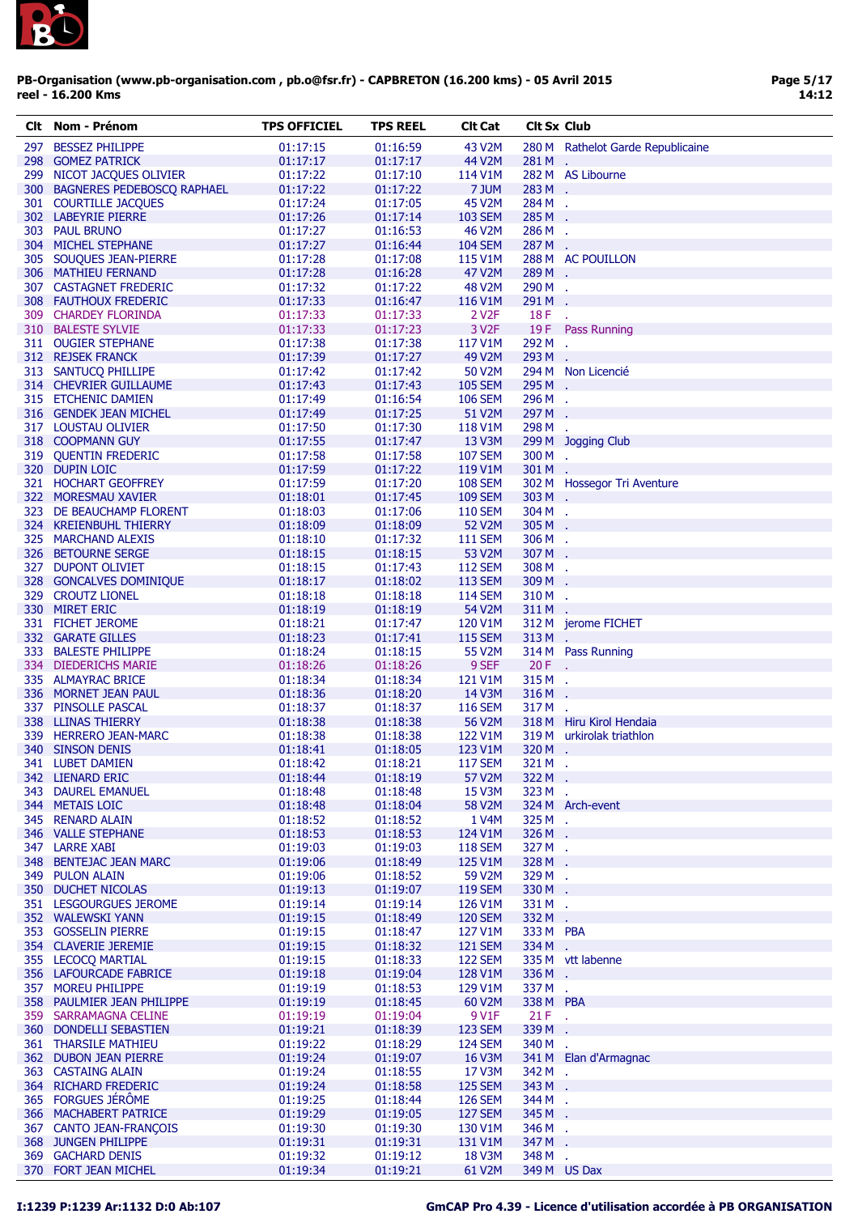PB-Organisation (www.pb-organisation.com , pb.o@fsr.fr) - CAPBRETON (16.200 kms) - 05 Avril 2015
reel - 16.200 Kms

| Clt | Nom - Prénom | TPS OFFICIEL | TPS REEL | Clt Cat | Clt Sx | Club |
|---|---|---|---|---|---|---|
| 297 | BESSEZ PHILIPPE | 01:17:15 | 01:16:59 | 43 V2M | 280 M | Rathelot Garde Republicaine |
| 298 | GOMEZ PATRICK | 01:17:17 | 01:17:17 | 44 V2M | 281 M | . |
| 299 | NICOT JACQUES OLIVIER | 01:17:22 | 01:17:10 | 114 V1M | 282 M | AS Libourne |
| 300 | BAGNERES PEDEBOSCQ RAPHAEL | 01:17:22 | 01:17:22 | 7 JUM | 283 M | . |
| 301 | COURTILLE JACQUES | 01:17:24 | 01:17:05 | 45 V2M | 284 M | . |
| 302 | LABEYRIE PIERRE | 01:17:26 | 01:17:14 | 103 SEM | 285 M | . |
| 303 | PAUL BRUNO | 01:17:27 | 01:16:53 | 46 V2M | 286 M | . |
| 304 | MICHEL STEPHANE | 01:17:27 | 01:16:44 | 104 SEM | 287 M | . |
| 305 | SOUQUES JEAN-PIERRE | 01:17:28 | 01:17:08 | 115 V1M | 288 M | AC POUILLON |
| 306 | MATHIEU FERNAND | 01:17:28 | 01:16:28 | 47 V2M | 289 M | . |
| 307 | CASTAGNET FREDERIC | 01:17:32 | 01:17:22 | 48 V2M | 290 M | . |
| 308 | FAUTHOUX FREDERIC | 01:17:33 | 01:16:47 | 116 V1M | 291 M | . |
| 309 | CHARDEY FLORINDA | 01:17:33 | 01:17:33 | 2 V2F | 18 F | . |
| 310 | BALESTE SYLVIE | 01:17:33 | 01:17:23 | 3 V2F | 19 F | Pass Running |
| 311 | OUGIER STEPHANE | 01:17:38 | 01:17:38 | 117 V1M | 292 M | . |
| 312 | REJSEK FRANCK | 01:17:39 | 01:17:27 | 49 V2M | 293 M | . |
| 313 | SANTUCQ PHILLIPE | 01:17:42 | 01:17:42 | 50 V2M | 294 M | Non Licencié |
| 314 | CHEVRIER GUILLAUME | 01:17:43 | 01:17:43 | 105 SEM | 295 M | . |
| 315 | ETCHENIC DAMIEN | 01:17:49 | 01:16:54 | 106 SEM | 296 M | . |
| 316 | GENDEK JEAN MICHEL | 01:17:49 | 01:17:25 | 51 V2M | 297 M | . |
| 317 | LOUSTAU OLIVIER | 01:17:50 | 01:17:30 | 118 V1M | 298 M | . |
| 318 | COOPMANN GUY | 01:17:55 | 01:17:47 | 13 V3M | 299 M | Jogging Club |
| 319 | QUENTIN FREDERIC | 01:17:58 | 01:17:58 | 107 SEM | 300 M | . |
| 320 | DUPIN LOIC | 01:17:59 | 01:17:22 | 119 V1M | 301 M | . |
| 321 | HOCHART GEOFFREY | 01:17:59 | 01:17:20 | 108 SEM | 302 M | Hossegor Tri Aventure |
| 322 | MORESMAU XAVIER | 01:18:01 | 01:17:45 | 109 SEM | 303 M | . |
| 323 | DE BEAUCHAMP FLORENT | 01:18:03 | 01:17:06 | 110 SEM | 304 M | . |
| 324 | KREIENBUHL THIERRY | 01:18:09 | 01:18:09 | 52 V2M | 305 M | . |
| 325 | MARCHAND ALEXIS | 01:18:10 | 01:17:32 | 111 SEM | 306 M | . |
| 326 | BETOURNE SERGE | 01:18:15 | 01:18:15 | 53 V2M | 307 M | . |
| 327 | DUPONT OLIVIET | 01:18:15 | 01:17:43 | 112 SEM | 308 M | . |
| 328 | GONCALVES DOMINIQUE | 01:18:17 | 01:18:02 | 113 SEM | 309 M | . |
| 329 | CROUTZ LIONEL | 01:18:18 | 01:18:18 | 114 SEM | 310 M | . |
| 330 | MIRET ERIC | 01:18:19 | 01:18:19 | 54 V2M | 311 M | . |
| 331 | FICHET JEROME | 01:18:21 | 01:17:47 | 120 V1M | 312 M | jerome FICHET |
| 332 | GARATE GILLES | 01:18:23 | 01:17:41 | 115 SEM | 313 M | . |
| 333 | BALESTE PHILIPPE | 01:18:24 | 01:18:15 | 55 V2M | 314 M | Pass Running |
| 334 | DIEDERICHS MARIE | 01:18:26 | 01:18:26 | 9 SEF | 20 F | . |
| 335 | ALMAYRAC BRICE | 01:18:34 | 01:18:34 | 121 V1M | 315 M | . |
| 336 | MORNET JEAN PAUL | 01:18:36 | 01:18:20 | 14 V3M | 316 M | . |
| 337 | PINSOLLE PASCAL | 01:18:37 | 01:18:37 | 116 SEM | 317 M | . |
| 338 | LLINAS THIERRY | 01:18:38 | 01:18:38 | 56 V2M | 318 M | Hiru Kirol Hendaia |
| 339 | HERRERO JEAN-MARC | 01:18:38 | 01:18:38 | 122 V1M | 319 M | urkirolak triathlon |
| 340 | SINSON DENIS | 01:18:41 | 01:18:05 | 123 V1M | 320 M | . |
| 341 | LUBET DAMIEN | 01:18:42 | 01:18:21 | 117 SEM | 321 M | . |
| 342 | LIENARD ERIC | 01:18:44 | 01:18:19 | 57 V2M | 322 M | . |
| 343 | DAUREL EMANUEL | 01:18:48 | 01:18:48 | 15 V3M | 323 M | . |
| 344 | METAIS LOIC | 01:18:48 | 01:18:04 | 58 V2M | 324 M | Arch-event |
| 345 | RENARD ALAIN | 01:18:52 | 01:18:52 | 1 V4M | 325 M | . |
| 346 | VALLE STEPHANE | 01:18:53 | 01:18:53 | 124 V1M | 326 M | . |
| 347 | LARRE XABI | 01:19:03 | 01:19:03 | 118 SEM | 327 M | . |
| 348 | BENTEJAC JEAN MARC | 01:19:06 | 01:18:49 | 125 V1M | 328 M | . |
| 349 | PULON ALAIN | 01:19:06 | 01:18:52 | 59 V2M | 329 M | . |
| 350 | DUCHET NICOLAS | 01:19:13 | 01:19:07 | 119 SEM | 330 M | . |
| 351 | LESGOURGUES JEROME | 01:19:14 | 01:19:14 | 126 V1M | 331 M | . |
| 352 | WALEWSKI YANN | 01:19:15 | 01:18:49 | 120 SEM | 332 M | . |
| 353 | GOSSELIN PIERRE | 01:19:15 | 01:18:47 | 127 V1M | 333 M | PBA |
| 354 | CLAVERIE JEREMIE | 01:19:15 | 01:18:32 | 121 SEM | 334 M | . |
| 355 | LECOCQ MARTIAL | 01:19:15 | 01:18:33 | 122 SEM | 335 M | vtt labenne |
| 356 | LAFOURCADE FABRICE | 01:19:18 | 01:19:04 | 128 V1M | 336 M | . |
| 357 | MOREU PHILIPPE | 01:19:19 | 01:18:53 | 129 V1M | 337 M | . |
| 358 | PAULMIER JEAN PHILIPPE | 01:19:19 | 01:18:45 | 60 V2M | 338 M | PBA |
| 359 | SARRAMAGNA CELINE | 01:19:19 | 01:19:04 | 9 V1F | 21 F | . |
| 360 | DONDELLI SEBASTIEN | 01:19:21 | 01:18:39 | 123 SEM | 339 M | . |
| 361 | THARSILE MATHIEU | 01:19:22 | 01:18:29 | 124 SEM | 340 M | . |
| 362 | DUBON JEAN PIERRE | 01:19:24 | 01:19:07 | 16 V3M | 341 M | Elan d'Armagnac |
| 363 | CASTAING ALAIN | 01:19:24 | 01:18:55 | 17 V3M | 342 M | . |
| 364 | RICHARD FREDERIC | 01:19:24 | 01:18:58 | 125 SEM | 343 M | . |
| 365 | FORGUES JÉRÔME | 01:19:25 | 01:18:44 | 126 SEM | 344 M | . |
| 366 | MACHABERT PATRICE | 01:19:29 | 01:19:05 | 127 SEM | 345 M | . |
| 367 | CANTO JEAN-FRANÇOIS | 01:19:30 | 01:19:30 | 130 V1M | 346 M | . |
| 368 | JUNGEN PHILIPPE | 01:19:31 | 01:19:31 | 131 V1M | 347 M | . |
| 369 | GACHARD DENIS | 01:19:32 | 01:19:12 | 18 V3M | 348 M | . |
| 370 | FORT JEAN MICHEL | 01:19:34 | 01:19:21 | 61 V2M | 349 M | US Dax |

I:1239 P:1239 Ar:1132 D:0 Ab:107

GmCAP Pro 4.39 - Licence d'utilisation accordée à PB ORGANISATION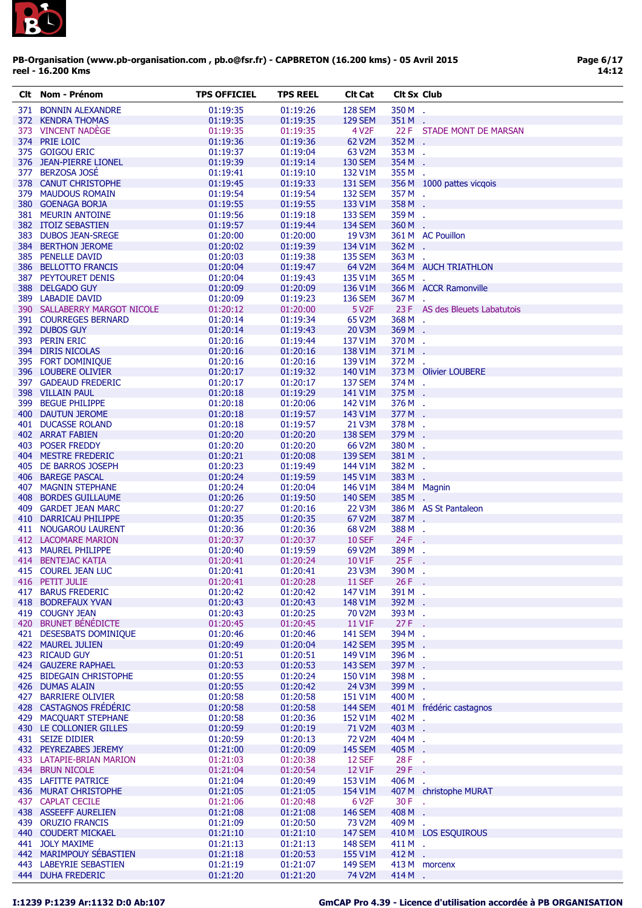**PB-Organisation (www.pb-organisation.com , pb.o@fsr.fr) - CAPBRETON (16.200 kms) - 05 Avril 2015**
**reel - 16.200 Kms**

| Clt | Nom - Prénom | TPS OFFICIEL | TPS REEL | Clt Cat | Clt Sx | Club |
|---|---|---|---|---|---|---|
| 371 | BONNIN ALEXANDRE | 01:19:35 | 01:19:26 | 128 SEM | 350 M | . |
| 372 | KENDRA THOMAS | 01:19:35 | 01:19:35 | 129 SEM | 351 M | . |
| 373 | VINCENT NADÈGE | 01:19:35 | 01:19:35 | 4 V2F | 22 F | STADE MONT DE MARSAN |
| 374 | PRIE LOIC | 01:19:36 | 01:19:36 | 62 V2M | 352 M | . |
| 375 | GOIGOU ERIC | 01:19:37 | 01:19:04 | 63 V2M | 353 M | . |
| 376 | JEAN-PIERRE LIONEL | 01:19:39 | 01:19:14 | 130 SEM | 354 M | . |
| 377 | BERZOSA JOSÉ | 01:19:41 | 01:19:10 | 132 V1M | 355 M | . |
| 378 | CANUT CHRISTOPHE | 01:19:45 | 01:19:33 | 131 SEM | 356 M | 1000 pattes vicqois |
| 379 | MAUDOUS ROMAIN | 01:19:54 | 01:19:54 | 132 SEM | 357 M | . |
| 380 | GOENAGA BORJA | 01:19:55 | 01:19:55 | 133 V1M | 358 M | . |
| 381 | MEURIN ANTOINE | 01:19:56 | 01:19:18 | 133 SEM | 359 M | . |
| 382 | ITOIZ SEBASTIEN | 01:19:57 | 01:19:44 | 134 SEM | 360 M | . |
| 383 | DUBOS JEAN-SREGE | 01:20:00 | 01:20:00 | 19 V3M | 361 M | AC Pouillon |
| 384 | BERTHON JEROME | 01:20:02 | 01:19:39 | 134 V1M | 362 M | . |
| 385 | PENELLE DAVID | 01:20:03 | 01:19:38 | 135 SEM | 363 M | . |
| 386 | BELLOTTO FRANCIS | 01:20:04 | 01:19:47 | 64 V2M | 364 M | AUCH TRIATHLON |
| 387 | PEYTOURET DENIS | 01:20:04 | 01:19:43 | 135 V1M | 365 M | . |
| 388 | DELGADO GUY | 01:20:09 | 01:20:09 | 136 V1M | 366 M | ACCR Ramonville |
| 389 | LABADIE DAVID | 01:20:09 | 01:19:23 | 136 SEM | 367 M | . |
| 390 | SALLABERRY MARGOT NICOLE | 01:20:12 | 01:20:00 | 5 V2F | 23 F | AS des Bleuets Labatutois |
| 391 | COURREGES BERNARD | 01:20:14 | 01:19:34 | 65 V2M | 368 M | . |
| 392 | DUBOS GUY | 01:20:14 | 01:19:43 | 20 V3M | 369 M | . |
| 393 | PERIN ERIC | 01:20:16 | 01:19:44 | 137 V1M | 370 M | . |
| 394 | DIRIS NICOLAS | 01:20:16 | 01:20:16 | 138 V1M | 371 M | . |
| 395 | FORT DOMINIQUE | 01:20:16 | 01:20:16 | 139 V1M | 372 M | . |
| 396 | LOUBERE OLIVIER | 01:20:17 | 01:19:32 | 140 V1M | 373 M | Olivier LOUBERE |
| 397 | GADEAUD FREDERIC | 01:20:17 | 01:20:17 | 137 SEM | 374 M | . |
| 398 | VILLAIN PAUL | 01:20:18 | 01:19:29 | 141 V1M | 375 M | . |
| 399 | BEGUE PHILIPPE | 01:20:18 | 01:20:06 | 142 V1M | 376 M | . |
| 400 | DAUTUN JEROME | 01:20:18 | 01:19:57 | 143 V1M | 377 M | . |
| 401 | DUCASSE ROLAND | 01:20:18 | 01:19:57 | 21 V3M | 378 M | . |
| 402 | ARRAT FABIEN | 01:20:20 | 01:20:20 | 138 SEM | 379 M | . |
| 403 | POSER FREDDY | 01:20:20 | 01:20:20 | 66 V2M | 380 M | . |
| 404 | MESTRE FREDERIC | 01:20:21 | 01:20:08 | 139 SEM | 381 M | . |
| 405 | DE BARROS JOSEPH | 01:20:23 | 01:19:49 | 144 V1M | 382 M | . |
| 406 | BAREGE PASCAL | 01:20:24 | 01:19:59 | 145 V1M | 383 M | . |
| 407 | MAGNIN STEPHANE | 01:20:24 | 01:20:04 | 146 V1M | 384 M | Magnin |
| 408 | BORDES GUILLAUME | 01:20:26 | 01:19:50 | 140 SEM | 385 M | . |
| 409 | GARDET JEAN MARC | 01:20:27 | 01:20:16 | 22 V3M | 386 M | AS St Pantaleon |
| 410 | DARRICAU PHILIPPE | 01:20:35 | 01:20:35 | 67 V2M | 387 M | . |
| 411 | NOUGAROU LAURENT | 01:20:36 | 01:20:36 | 68 V2M | 388 M | . |
| 412 | LACOMARE MARION | 01:20:37 | 01:20:37 | 10 SEF | 24 F | . |
| 413 | MAUREL PHILIPPE | 01:20:40 | 01:19:59 | 69 V2M | 389 M | . |
| 414 | BENTEJAC KATIA | 01:20:41 | 01:20:24 | 10 V1F | 25 F | . |
| 415 | COUREL JEAN LUC | 01:20:41 | 01:20:41 | 23 V3M | 390 M | . |
| 416 | PETIT JULIE | 01:20:41 | 01:20:28 | 11 SEF | 26 F | . |
| 417 | BARUS FREDERIC | 01:20:42 | 01:20:42 | 147 V1M | 391 M | . |
| 418 | BODREFAUX YVAN | 01:20:43 | 01:20:43 | 148 V1M | 392 M | . |
| 419 | COUGNY JEAN | 01:20:43 | 01:20:25 | 70 V2M | 393 M | . |
| 420 | BRUNET BÉNÉDICTE | 01:20:45 | 01:20:45 | 11 V1F | 27 F | . |
| 421 | DESESBATS DOMINIQUE | 01:20:46 | 01:20:46 | 141 SEM | 394 M | . |
| 422 | MAUREL JULIEN | 01:20:49 | 01:20:04 | 142 SEM | 395 M | . |
| 423 | RICAUD GUY | 01:20:51 | 01:20:51 | 149 V1M | 396 M | . |
| 424 | GAUZERE RAPHAEL | 01:20:53 | 01:20:53 | 143 SEM | 397 M | . |
| 425 | BIDEGAIN CHRISTOPHE | 01:20:55 | 01:20:24 | 150 V1M | 398 M | . |
| 426 | DUMAS ALAIN | 01:20:55 | 01:20:42 | 24 V3M | 399 M | . |
| 427 | BARRIERE OLIVIER | 01:20:58 | 01:20:58 | 151 V1M | 400 M | . |
| 428 | CASTAGNOS FRÉDÉRIC | 01:20:58 | 01:20:58 | 144 SEM | 401 M | frédéric castagnos |
| 429 | MACQUART STEPHANE | 01:20:58 | 01:20:36 | 152 V1M | 402 M | . |
| 430 | LE COLLONIER GILLES | 01:20:59 | 01:20:19 | 71 V2M | 403 M | . |
| 431 | SEIZE DIDIER | 01:20:59 | 01:20:13 | 72 V2M | 404 M | . |
| 432 | PEYREZABES JEREMY | 01:21:00 | 01:20:09 | 145 SEM | 405 M | . |
| 433 | LATAPIE-BRIAN MARION | 01:21:03 | 01:20:38 | 12 SEF | 28 F | . |
| 434 | BRUN NICOLE | 01:21:04 | 01:20:54 | 12 V1F | 29 F | . |
| 435 | LAFITTE PATRICE | 01:21:04 | 01:20:49 | 153 V1M | 406 M | . |
| 436 | MURAT CHRISTOPHE | 01:21:05 | 01:21:05 | 154 V1M | 407 M | christophe MURAT |
| 437 | CAPLAT CECILE | 01:21:06 | 01:20:48 | 6 V2F | 30 F | . |
| 438 | ASSEEFF AURELIEN | 01:21:08 | 01:21:08 | 146 SEM | 408 M | . |
| 439 | ORUZIO FRANCIS | 01:21:09 | 01:20:50 | 73 V2M | 409 M | . |
| 440 | COUDERT MICKAEL | 01:21:10 | 01:21:10 | 147 SEM | 410 M | LOS ESQUIROUS |
| 441 | JOLY MAXIME | 01:21:13 | 01:21:13 | 148 SEM | 411 M | . |
| 442 | MARIMPOUY SÉBASTIEN | 01:21:18 | 01:20:53 | 155 V1M | 412 M | . |
| 443 | LABEYRIE SEBASTIEN | 01:21:19 | 01:21:07 | 149 SEM | 413 M | morcenx |
| 444 | DUHA FREDERIC | 01:21:20 | 01:21:20 | 74 V2M | 414 M | . |

I:1239 P:1239 Ar:1132 D:0 Ab:107

GmCAP Pro 4.39 - Licence d'utilisation accordée à PB ORGANISATION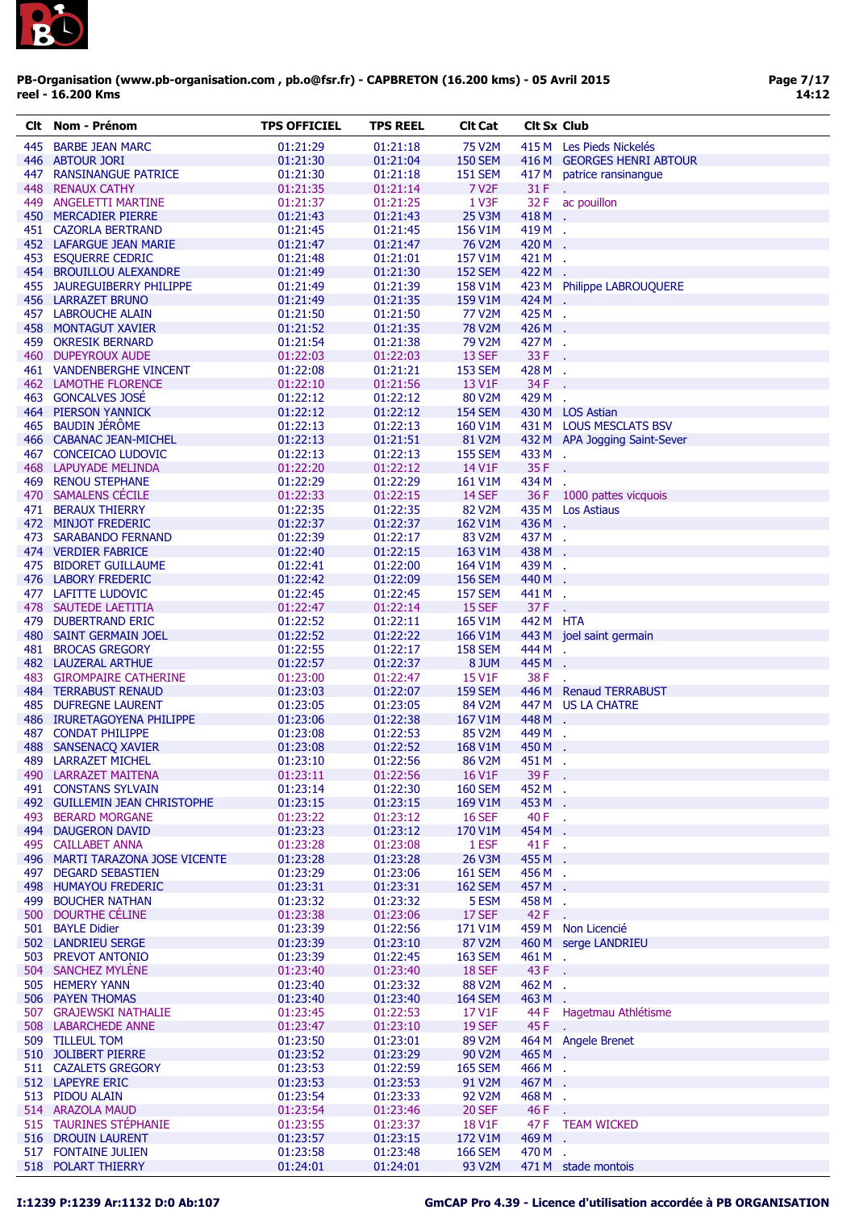PB-Organisation (www.pb-organisation.com , pb.o@fsr.fr) - CAPBRETON (16.200 kms) - 05 Avril 2015
reel - 16.200 Kms

| Clt | Nom - Prénom | TPS OFFICIEL | TPS REEL | Clt Cat | Clt Sx | Club |
|---|---|---|---|---|---|---|
| 445 | BARBE JEAN MARC | 01:21:29 | 01:21:18 | 75 V2M | 415 M | Les Pieds Nickelés |
| 446 | ABTOUR JORI | 01:21:30 | 01:21:04 | 150 SEM | 416 M | GEORGES HENRI ABTOUR |
| 447 | RANSINANGUE PATRICE | 01:21:30 | 01:21:18 | 151 SEM | 417 M | patrice ransinangue |
| 448 | RENAUX CATHY | 01:21:35 | 01:21:14 | 7 V2F | 31 F | . |
| 449 | ANGELETTI MARTINE | 01:21:37 | 01:21:25 | 1 V3F | 32 F | ac pouillon |
| 450 | MERCADIER PIERRE | 01:21:43 | 01:21:43 | 25 V3M | 418 M | . |
| 451 | CAZORLA BERTRAND | 01:21:45 | 01:21:45 | 156 V1M | 419 M | . |
| 452 | LAFARGUE JEAN MARIE | 01:21:47 | 01:21:47 | 76 V2M | 420 M | . |
| 453 | ESQUERRE CEDRIC | 01:21:48 | 01:21:01 | 157 V1M | 421 M | . |
| 454 | BROUILLOU ALEXANDRE | 01:21:49 | 01:21:30 | 152 SEM | 422 M | . |
| 455 | JAUREGUIBERRY PHILIPPE | 01:21:49 | 01:21:39 | 158 V1M | 423 M | Philippe LABROUQUERE |
| 456 | LARRAZET BRUNO | 01:21:49 | 01:21:35 | 159 V1M | 424 M | . |
| 457 | LABROUCHE ALAIN | 01:21:50 | 01:21:50 | 77 V2M | 425 M | . |
| 458 | MONTAGUT XAVIER | 01:21:52 | 01:21:35 | 78 V2M | 426 M | . |
| 459 | OKRESIK BERNARD | 01:21:54 | 01:21:38 | 79 V2M | 427 M | . |
| 460 | DUPEYROUX AUDE | 01:22:03 | 01:22:03 | 13 SEF | 33 F | . |
| 461 | VANDENBERGHE VINCENT | 01:22:08 | 01:21:21 | 153 SEM | 428 M | . |
| 462 | LAMOTHE FLORENCE | 01:22:10 | 01:21:56 | 13 V1F | 34 F | . |
| 463 | GONCALVES JOSÉ | 01:22:12 | 01:22:12 | 80 V2M | 429 M | . |
| 464 | PIERSON YANNICK | 01:22:12 | 01:22:12 | 154 SEM | 430 M | LOS Astian |
| 465 | BAUDIN JÉRÔME | 01:22:13 | 01:22:13 | 160 V1M | 431 M | LOUS MESCLATS BSV |
| 466 | CABANAC JEAN-MICHEL | 01:22:13 | 01:21:51 | 81 V2M | 432 M | APA Jogging Saint-Sever |
| 467 | CONCEICAO LUDOVIC | 01:22:13 | 01:22:13 | 155 SEM | 433 M | . |
| 468 | LAPUYADE MELINDA | 01:22:20 | 01:22:12 | 14 V1F | 35 F | . |
| 469 | RENOU STEPHANE | 01:22:29 | 01:22:29 | 161 V1M | 434 M | . |
| 470 | SAMALENS CÉCILE | 01:22:33 | 01:22:15 | 14 SEF | 36 F | 1000 pattes vicquois |
| 471 | BERAUX THIERRY | 01:22:35 | 01:22:35 | 82 V2M | 435 M | Los Astiaus |
| 472 | MINJOT FREDERIC | 01:22:37 | 01:22:37 | 162 V1M | 436 M | . |
| 473 | SARABANDO FERNAND | 01:22:39 | 01:22:17 | 83 V2M | 437 M | . |
| 474 | VERDIER FABRICE | 01:22:40 | 01:22:15 | 163 V1M | 438 M | . |
| 475 | BIDORET GUILLAUME | 01:22:41 | 01:22:00 | 164 V1M | 439 M | . |
| 476 | LABORY FREDERIC | 01:22:42 | 01:22:09 | 156 SEM | 440 M | . |
| 477 | LAFITTE LUDOVIC | 01:22:45 | 01:22:45 | 157 SEM | 441 M | . |
| 478 | SAUTEDE LAETITIA | 01:22:47 | 01:22:14 | 15 SEF | 37 F | . |
| 479 | DUBERTRAND ERIC | 01:22:52 | 01:22:11 | 165 V1M | 442 M | HTA |
| 480 | SAINT GERMAIN JOEL | 01:22:52 | 01:22:22 | 166 V1M | 443 M | joel saint germain |
| 481 | BROCAS GREGORY | 01:22:55 | 01:22:17 | 158 SEM | 444 M | . |
| 482 | LAUZERAL ARTHUE | 01:22:57 | 01:22:37 | 8 JUM | 445 M | . |
| 483 | GIROMPAIRE CATHERINE | 01:23:00 | 01:22:47 | 15 V1F | 38 F | . |
| 484 | TERRABUST RENAUD | 01:23:03 | 01:22:07 | 159 SEM | 446 M | Renaud TERRABUST |
| 485 | DUFRESNE LAURENT | 01:23:05 | 01:23:05 | 84 V2M | 447 M | US LA CHATRE |
| 486 | IRURETAGOYENA PHILIPPE | 01:23:06 | 01:22:38 | 167 V1M | 448 M | . |
| 487 | CONDAT PHILIPPE | 01:23:08 | 01:22:53 | 85 V2M | 449 M | . |
| 488 | SANSENACQ XAVIER | 01:23:08 | 01:22:52 | 168 V1M | 450 M | . |
| 489 | LARRAZET MICHEL | 01:23:10 | 01:22:56 | 86 V2M | 451 M | . |
| 490 | LARRAZET MAITENA | 01:23:11 | 01:22:56 | 16 V1F | 39 F | . |
| 491 | CONSTANS SYLVAIN | 01:23:14 | 01:22:30 | 160 SEM | 452 M | . |
| 492 | GUILLEMIN JEAN CHRISTOPHE | 01:23:15 | 01:23:15 | 169 V1M | 453 M | . |
| 493 | BERARD MORGANE | 01:23:22 | 01:23:12 | 16 SEF | 40 F | . |
| 494 | DAUGERON DAVID | 01:23:23 | 01:23:12 | 170 V1M | 454 M | . |
| 495 | CAILLABET ANNA | 01:23:28 | 01:23:08 | 1 ESF | 41 F | . |
| 496 | MARTI TARAZONA JOSE VICENTE | 01:23:28 | 01:23:28 | 26 V3M | 455 M | . |
| 497 | DEGARD SEBASTIEN | 01:23:29 | 01:23:06 | 161 SEM | 456 M | . |
| 498 | HUMAYOU FREDERIC | 01:23:31 | 01:23:31 | 162 SEM | 457 M | . |
| 499 | BOUCHER NATHAN | 01:23:32 | 01:23:32 | 5 ESM | 458 M | . |
| 500 | DOURTHE CÉLINE | 01:23:38 | 01:23:06 | 17 SEF | 42 F | . |
| 501 | BAYLE Didier | 01:23:39 | 01:22:56 | 171 V1M | 459 M | Non Licencié |
| 502 | LANDRIEU SERGE | 01:23:39 | 01:23:10 | 87 V2M | 460 M | serge LANDRIEU |
| 503 | PREVOT ANTONIO | 01:23:39 | 01:22:45 | 163 SEM | 461 M | . |
| 504 | SANCHEZ MYLÈNE | 01:23:40 | 01:23:40 | 18 SEF | 43 F | . |
| 505 | HEMERY YANN | 01:23:40 | 01:23:32 | 88 V2M | 462 M | . |
| 506 | PAYEN THOMAS | 01:23:40 | 01:23:40 | 164 SEM | 463 M | . |
| 507 | GRAJEWSKI NATHALIE | 01:23:45 | 01:22:53 | 17 V1F | 44 F | Hagetmau Athlétisme |
| 508 | LABARCHEDE ANNE | 01:23:47 | 01:23:10 | 19 SEF | 45 F | . |
| 509 | TILLEUL TOM | 01:23:50 | 01:23:01 | 89 V2M | 464 M | Angele Brenet |
| 510 | JOLIBERT PIERRE | 01:23:52 | 01:23:29 | 90 V2M | 465 M | . |
| 511 | CAZALETS GREGORY | 01:23:53 | 01:22:59 | 165 SEM | 466 M | . |
| 512 | LAPEYRE ERIC | 01:23:53 | 01:23:53 | 91 V2M | 467 M | . |
| 513 | PIDOU ALAIN | 01:23:54 | 01:23:33 | 92 V2M | 468 M | . |
| 514 | ARAZOLA MAUD | 01:23:54 | 01:23:46 | 20 SEF | 46 F | . |
| 515 | TAURINES STÉPHANIE | 01:23:55 | 01:23:37 | 18 V1F | 47 F | TEAM WICKED |
| 516 | DROUIN LAURENT | 01:23:57 | 01:23:15 | 172 V1M | 469 M | . |
| 517 | FONTAINE JULIEN | 01:23:58 | 01:23:48 | 166 SEM | 470 M | . |
| 518 | POLART THIERRY | 01:24:01 | 01:24:01 | 93 V2M | 471 M | stade montois |

I:1239 P:1239 Ar:1132 D:0 Ab:107 — GmCAP Pro 4.39 - Licence d'utilisation accordée à PB ORGANISATION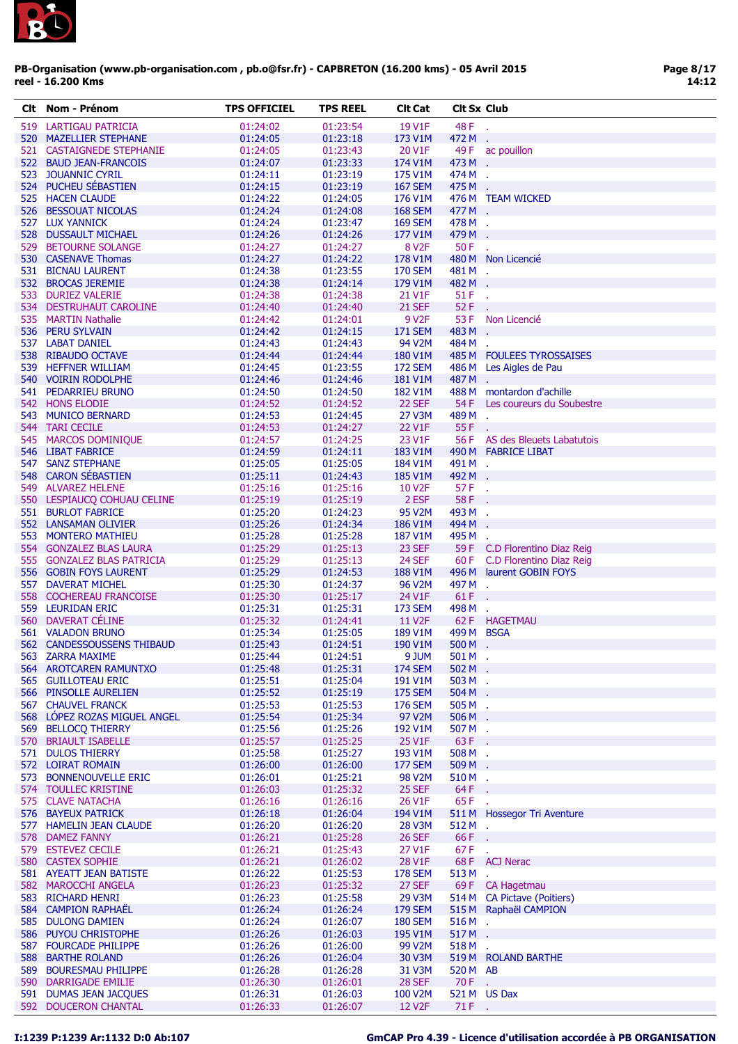PB-Organisation (www.pb-organisation.com , pb.o@fsr.fr) - CAPBRETON (16.200 kms) - 05 Avril 2015
reel - 16.200 Kms

| Clt | Nom - Prénom | TPS OFFICIEL | TPS REEL | Clt Cat | Clt Sx | Club |
|---|---|---|---|---|---|---|
| 519 | LARTIGAU PATRICIA | 01:24:02 | 01:23:54 | 19 V1F | 48 F | . |
| 520 | MAZELLIER STEPHANE | 01:24:05 | 01:23:18 | 173 V1M | 472 M | . |
| 521 | CASTAIGNEDE STEPHANIE | 01:24:05 | 01:23:43 | 20 V1F | 49 F | ac pouillon |
| 522 | BAUD JEAN-FRANCOIS | 01:24:07 | 01:23:33 | 174 V1M | 473 M | . |
| 523 | JOUANNIC CYRIL | 01:24:11 | 01:23:19 | 175 V1M | 474 M | . |
| 524 | PUCHEU SÉBASTIEN | 01:24:15 | 01:23:19 | 167 SEM | 475 M | . |
| 525 | HACEN CLAUDE | 01:24:22 | 01:24:05 | 176 V1M | 476 M | TEAM WICKED |
| 526 | BESSOUAT NICOLAS | 01:24:24 | 01:24:08 | 168 SEM | 477 M | . |
| 527 | LUX YANNICK | 01:24:24 | 01:23:47 | 169 SEM | 478 M | . |
| 528 | DUSSAULT MICHAEL | 01:24:26 | 01:24:26 | 177 V1M | 479 M | . |
| 529 | BETOURNE SOLANGE | 01:24:27 | 01:24:27 | 8 V2F | 50 F | . |
| 530 | CASENAVE Thomas | 01:24:27 | 01:24:22 | 178 V1M | 480 M | Non Licencié |
| 531 | BICNAU LAURENT | 01:24:38 | 01:23:55 | 170 SEM | 481 M | . |
| 532 | BROCAS JEREMIE | 01:24:38 | 01:24:14 | 179 V1M | 482 M | . |
| 533 | DURIEZ VALERIE | 01:24:38 | 01:24:38 | 21 V1F | 51 F | . |
| 534 | DESTRUHAUT CAROLINE | 01:24:40 | 01:24:40 | 21 SEF | 52 F | . |
| 535 | MARTIN Nathalie | 01:24:42 | 01:24:01 | 9 V2F | 53 F | Non Licencié |
| 536 | PERU SYLVAIN | 01:24:42 | 01:24:15 | 171 SEM | 483 M | . |
| 537 | LABAT DANIEL | 01:24:43 | 01:24:43 | 94 V2M | 484 M | . |
| 538 | RIBAUDO OCTAVE | 01:24:44 | 01:24:44 | 180 V1M | 485 M | FOULEES TYROSSAISES |
| 539 | HEFFNER WILLIAM | 01:24:45 | 01:23:55 | 172 SEM | 486 M | Les Aigles de Pau |
| 540 | VOIRIN RODOLPHE | 01:24:46 | 01:24:46 | 181 V1M | 487 M | . |
| 541 | PEDARRIEU BRUNO | 01:24:50 | 01:24:50 | 182 V1M | 488 M | montardon d'achille |
| 542 | HONS ELODIE | 01:24:52 | 01:24:52 | 22 SEF | 54 F | Les coureurs du Soubestre |
| 543 | MUNICO BERNARD | 01:24:53 | 01:24:45 | 27 V3M | 489 M | . |
| 544 | TARI CECILE | 01:24:53 | 01:24:27 | 22 V1F | 55 F | . |
| 545 | MARCOS DOMINIQUE | 01:24:57 | 01:24:25 | 23 V1F | 56 F | AS des Bleuets Labatutois |
| 546 | LIBAT FABRICE | 01:24:59 | 01:24:11 | 183 V1M | 490 M | FABRICE LIBAT |
| 547 | SANZ STEPHANE | 01:25:05 | 01:25:05 | 184 V1M | 491 M | . |
| 548 | CARON SÉBASTIEN | 01:25:11 | 01:24:43 | 185 V1M | 492 M | . |
| 549 | ALVAREZ HELENE | 01:25:16 | 01:25:16 | 10 V2F | 57 F | . |
| 550 | LESPIAUCQ COHUAU CELINE | 01:25:19 | 01:25:19 | 2 ESF | 58 F | . |
| 551 | BURLOT FABRICE | 01:25:20 | 01:24:23 | 95 V2M | 493 M | . |
| 552 | LANSAMAN OLIVIER | 01:25:26 | 01:24:34 | 186 V1M | 494 M | . |
| 553 | MONTERO MATHIEU | 01:25:28 | 01:25:28 | 187 V1M | 495 M | . |
| 554 | GONZALEZ BLAS LAURA | 01:25:29 | 01:25:13 | 23 SEF | 59 F | C.D Florentino Diaz Reig |
| 555 | GONZALEZ BLAS PATRICIA | 01:25:29 | 01:25:13 | 24 SEF | 60 F | C.D Florentino Diaz Reig |
| 556 | GOBIN FOYS LAURENT | 01:25:29 | 01:24:53 | 188 V1M | 496 M | laurent GOBIN FOYS |
| 557 | DAVERAT MICHEL | 01:25:30 | 01:24:37 | 96 V2M | 497 M | . |
| 558 | COCHEREAU FRANCOISE | 01:25:30 | 01:25:17 | 24 V1F | 61 F | . |
| 559 | LEURIDAN ERIC | 01:25:31 | 01:25:31 | 173 SEM | 498 M | . |
| 560 | DAVERAT CÉLINE | 01:25:32 | 01:24:41 | 11 V2F | 62 F | HAGETMAU |
| 561 | VALADON BRUNO | 01:25:34 | 01:25:05 | 189 V1M | 499 M | BSGA |
| 562 | CANDESSOUSSENS THIBAUD | 01:25:43 | 01:24:51 | 190 V1M | 500 M | . |
| 563 | ZARRA MAXIME | 01:25:44 | 01:24:51 | 9 JUM | 501 M | . |
| 564 | AROTCAREN RAMUNTXO | 01:25:48 | 01:25:31 | 174 SEM | 502 M | . |
| 565 | GUILLOTEAU ERIC | 01:25:51 | 01:25:04 | 191 V1M | 503 M | . |
| 566 | PINSOLLE AURELIEN | 01:25:52 | 01:25:19 | 175 SEM | 504 M | . |
| 567 | CHAUVEL FRANCK | 01:25:53 | 01:25:53 | 176 SEM | 505 M | . |
| 568 | LÓPEZ ROZAS MIGUEL ANGEL | 01:25:54 | 01:25:34 | 97 V2M | 506 M | . |
| 569 | BELLOCQ THIERRY | 01:25:56 | 01:25:26 | 192 V1M | 507 M | . |
| 570 | BRIAULT ISABELLE | 01:25:57 | 01:25:25 | 25 V1F | 63 F | . |
| 571 | DULOS THIERRY | 01:25:58 | 01:25:27 | 193 V1M | 508 M | . |
| 572 | LOIRAT ROMAIN | 01:26:00 | 01:26:00 | 177 SEM | 509 M | . |
| 573 | BONNENOUVELLE ERIC | 01:26:01 | 01:25:21 | 98 V2M | 510 M | . |
| 574 | TOULLEC KRISTINE | 01:26:03 | 01:25:32 | 25 SEF | 64 F | . |
| 575 | CLAVE NATACHA | 01:26:16 | 01:26:16 | 26 V1F | 65 F | . |
| 576 | BAYEUX PATRICK | 01:26:18 | 01:26:04 | 194 V1M | 511 M | Hossegor Tri Aventure |
| 577 | HAMELIN JEAN CLAUDE | 01:26:20 | 01:26:20 | 28 V3M | 512 M | . |
| 578 | DAMEZ FANNY | 01:26:21 | 01:25:28 | 26 SEF | 66 F | . |
| 579 | ESTEVEZ CECILE | 01:26:21 | 01:25:43 | 27 V1F | 67 F | . |
| 580 | CASTEX SOPHIE | 01:26:21 | 01:26:02 | 28 V1F | 68 F | ACJ Nerac |
| 581 | AYEATT JEAN BATISTE | 01:26:22 | 01:25:53 | 178 SEM | 513 M | . |
| 582 | MAROCCHI ANGELA | 01:26:23 | 01:25:32 | 27 SEF | 69 F | CA Hagetmau |
| 583 | RICHARD HENRI | 01:26:23 | 01:25:58 | 29 V3M | 514 M | CA Pictave (Poitiers) |
| 584 | CAMPION RAPHAËL | 01:26:24 | 01:26:24 | 179 SEM | 515 M | Raphaël CAMPION |
| 585 | DULONG DAMIEN | 01:26:24 | 01:26:07 | 180 SEM | 516 M | . |
| 586 | PUYOU CHRISTOPHE | 01:26:26 | 01:26:03 | 195 V1M | 517 M | . |
| 587 | FOURCADE PHILIPPE | 01:26:26 | 01:26:00 | 99 V2M | 518 M | . |
| 588 | BARTHE ROLAND | 01:26:26 | 01:26:04 | 30 V3M | 519 M | ROLAND BARTHE |
| 589 | BOURESMAU PHILIPPE | 01:26:28 | 01:26:28 | 31 V3M | 520 M | AB |
| 590 | DARRIGADE EMILIE | 01:26:30 | 01:26:01 | 28 SEF | 70 F | . |
| 591 | DUMAS JEAN JACQUES | 01:26:31 | 01:26:03 | 100 V2M | 521 M | US Dax |
| 592 | DOUCERON CHANTAL | 01:26:33 | 01:26:07 | 12 V2F | 71 F | . |

I:1239 P:1239 Ar:1132 D:0 Ab:107 — GmCAP Pro 4.39 - Licence d'utilisation accordée à PB ORGANISATION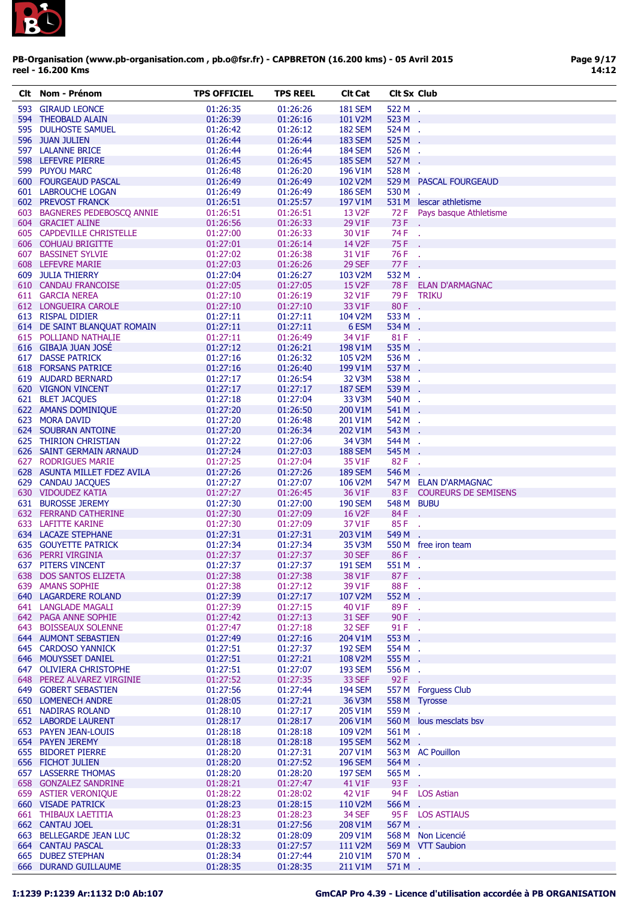PB-Organisation (www.pb-organisation.com , pb.o@fsr.fr) - CAPBRETON (16.200 kms) - 05 Avril 2015
reel - 16.200 Kms

| Clt | Nom - Prénom | TPS OFFICIEL | TPS REEL | Clt Cat | Clt Sx | Club |
|---|---|---|---|---|---|---|
| 593 | GIRAUD LEONCE | 01:26:35 | 01:26:26 | 181 SEM | 522 M | . |
| 594 | THEOBALD ALAIN | 01:26:39 | 01:26:16 | 101 V2M | 523 M | . |
| 595 | DULHOSTE SAMUEL | 01:26:42 | 01:26:12 | 182 SEM | 524 M | . |
| 596 | JUAN JULIEN | 01:26:44 | 01:26:44 | 183 SEM | 525 M | . |
| 597 | LALANNE BRICE | 01:26:44 | 01:26:44 | 184 SEM | 526 M | . |
| 598 | LEFEVRE PIERRE | 01:26:45 | 01:26:45 | 185 SEM | 527 M | . |
| 599 | PUYOU MARC | 01:26:48 | 01:26:20 | 196 V1M | 528 M | . |
| 600 | FOURGEAUD PASCAL | 01:26:49 | 01:26:49 | 102 V2M | 529 M | PASCAL FOURGEAUD |
| 601 | LABROUCHE LOGAN | 01:26:49 | 01:26:49 | 186 SEM | 530 M | . |
| 602 | PREVOST FRANCK | 01:26:51 | 01:25:57 | 197 V1M | 531 M | lescar athletisme |
| 603 | BAGNERES PEDEBOSCQ ANNIE | 01:26:51 | 01:26:51 | 13 V2F | 72 F | Pays basque Athletisme |
| 604 | GRACIET ALINE | 01:26:56 | 01:26:33 | 29 V1F | 73 F | . |
| 605 | CAPDEVILLE CHRISTELLE | 01:27:00 | 01:26:33 | 30 V1F | 74 F | . |
| 606 | COHUAU BRIGITTE | 01:27:01 | 01:26:14 | 14 V2F | 75 F | . |
| 607 | BASSINET SYLVIE | 01:27:02 | 01:26:38 | 31 V1F | 76 F | . |
| 608 | LEFEVRE MARIE | 01:27:03 | 01:26:26 | 29 SEF | 77 F | . |
| 609 | JULIA THIERRY | 01:27:04 | 01:26:27 | 103 V2M | 532 M | . |
| 610 | CANDAU FRANCOISE | 01:27:05 | 01:27:05 | 15 V2F | 78 F | ELAN D'ARMAGNAC |
| 611 | GARCIA NEREA | 01:27:10 | 01:26:19 | 32 V1F | 79 F | TRIKU |
| 612 | LONGUEIRA CAROLE | 01:27:10 | 01:27:10 | 33 V1F | 80 F | . |
| 613 | RISPAL DIDIER | 01:27:11 | 01:27:11 | 104 V2M | 533 M | . |
| 614 | DE SAINT BLANQUAT ROMAIN | 01:27:11 | 01:27:11 | 6 ESM | 534 M | . |
| 615 | POLLIAND NATHALIE | 01:27:11 | 01:26:49 | 34 V1F | 81 F | . |
| 616 | GIBAJA JUAN JOSÉ | 01:27:12 | 01:26:21 | 198 V1M | 535 M | . |
| 617 | DASSE PATRICK | 01:27:16 | 01:26:32 | 105 V2M | 536 M | . |
| 618 | FORSANS PATRICE | 01:27:16 | 01:26:40 | 199 V1M | 537 M | . |
| 619 | AUDARD BERNARD | 01:27:17 | 01:26:54 | 32 V3M | 538 M | . |
| 620 | VIGNON VINCENT | 01:27:17 | 01:27:17 | 187 SEM | 539 M | . |
| 621 | BLET JACQUES | 01:27:18 | 01:27:04 | 33 V3M | 540 M | . |
| 622 | AMANS DOMINIQUE | 01:27:20 | 01:26:50 | 200 V1M | 541 M | . |
| 623 | MORA DAVID | 01:27:20 | 01:26:48 | 201 V1M | 542 M | . |
| 624 | SOUBRAN ANTOINE | 01:27:20 | 01:26:34 | 202 V1M | 543 M | . |
| 625 | THIRION CHRISTIAN | 01:27:22 | 01:27:06 | 34 V3M | 544 M | . |
| 626 | SAINT GERMAIN ARNAUD | 01:27:24 | 01:27:03 | 188 SEM | 545 M | . |
| 627 | RODRIGUES MARIE | 01:27:25 | 01:27:04 | 35 V1F | 82 F | . |
| 628 | ASUNTA MILLET FDEZ AVILA | 01:27:26 | 01:27:26 | 189 SEM | 546 M | . |
| 629 | CANDAU JACQUES | 01:27:27 | 01:27:07 | 106 V2M | 547 M | ELAN D'ARMAGNAC |
| 630 | VIDOUDEZ KATIA | 01:27:27 | 01:26:45 | 36 V1F | 83 F | COUREURS DE SEMISENS |
| 631 | BUROSSE JEREMY | 01:27:30 | 01:27:00 | 190 SEM | 548 M | BUBU |
| 632 | FERRAND CATHERINE | 01:27:30 | 01:27:09 | 16 V2F | 84 F | . |
| 633 | LAFITTE KARINE | 01:27:30 | 01:27:09 | 37 V1F | 85 F | . |
| 634 | LACAZE STEPHANE | 01:27:31 | 01:27:31 | 203 V1M | 549 M | . |
| 635 | GOUYETTE PATRICK | 01:27:34 | 01:27:34 | 35 V3M | 550 M | free iron team |
| 636 | PERRI VIRGINIA | 01:27:37 | 01:27:37 | 30 SEF | 86 F | . |
| 637 | PITERS VINCENT | 01:27:37 | 01:27:37 | 191 SEM | 551 M | . |
| 638 | DOS SANTOS ELIZETA | 01:27:38 | 01:27:38 | 38 V1F | 87 F | . |
| 639 | AMANS SOPHIE | 01:27:38 | 01:27:12 | 39 V1F | 88 F | . |
| 640 | LAGARDERE ROLAND | 01:27:39 | 01:27:17 | 107 V2M | 552 M | . |
| 641 | LANGLADE MAGALI | 01:27:39 | 01:27:15 | 40 V1F | 89 F | . |
| 642 | PAGA ANNE SOPHIE | 01:27:42 | 01:27:13 | 31 SEF | 90 F | . |
| 643 | BOISSEAUX SOLENNE | 01:27:47 | 01:27:18 | 32 SEF | 91 F | . |
| 644 | AUMONT SEBASTIEN | 01:27:49 | 01:27:16 | 204 V1M | 553 M | . |
| 645 | CARDOSO YANNICK | 01:27:51 | 01:27:37 | 192 SEM | 554 M | . |
| 646 | MOUYSSET DANIEL | 01:27:51 | 01:27:21 | 108 V2M | 555 M | . |
| 647 | OLIVIERA CHRISTOPHE | 01:27:51 | 01:27:07 | 193 SEM | 556 M | . |
| 648 | PEREZ ALVAREZ VIRGINIE | 01:27:52 | 01:27:35 | 33 SEF | 92 F | . |
| 649 | GOBERT SEBASTIEN | 01:27:56 | 01:27:44 | 194 SEM | 557 M | Forguess Club |
| 650 | LOMENECH ANDRE | 01:28:05 | 01:27:21 | 36 V3M | 558 M | Tyrosse |
| 651 | NADIRAS ROLAND | 01:28:10 | 01:27:17 | 205 V1M | 559 M | . |
| 652 | LABORDE LAURENT | 01:28:17 | 01:28:17 | 206 V1M | 560 M | lous mesclats bsv |
| 653 | PAYEN JEAN-LOUIS | 01:28:18 | 01:28:18 | 109 V2M | 561 M | . |
| 654 | PAYEN JEREMY | 01:28:18 | 01:28:18 | 195 SEM | 562 M | . |
| 655 | BIDORET PIERRE | 01:28:20 | 01:27:31 | 207 V1M | 563 M | AC Pouillon |
| 656 | FICHOT JULIEN | 01:28:20 | 01:27:52 | 196 SEM | 564 M | . |
| 657 | LASSERRE THOMAS | 01:28:20 | 01:28:20 | 197 SEM | 565 M | . |
| 658 | GONZALEZ SANDRINE | 01:28:21 | 01:27:47 | 41 V1F | 93 F | . |
| 659 | ASTIER VERONIQUE | 01:28:22 | 01:28:02 | 42 V1F | 94 F | LOS Astian |
| 660 | VISADE PATRICK | 01:28:23 | 01:28:15 | 110 V2M | 566 M | . |
| 661 | THIBAUX LAETITIA | 01:28:23 | 01:28:23 | 34 SEF | 95 F | LOS ASTIAUS |
| 662 | CANTAU JOEL | 01:28:31 | 01:27:56 | 208 V1M | 567 M | . |
| 663 | BELLEGARDE JEAN LUC | 01:28:32 | 01:28:09 | 209 V1M | 568 M | Non Licencié |
| 664 | CANTAU PASCAL | 01:28:33 | 01:27:57 | 111 V2M | 569 M | VTT Saubion |
| 665 | DUBEZ STEPHAN | 01:28:34 | 01:27:44 | 210 V1M | 570 M | . |
| 666 | DURAND GUILLAUME | 01:28:35 | 01:28:35 | 211 V1M | 571 M | . |

I:1239 P:1239 Ar:1132 D:0 Ab:107

GmCAP Pro 4.39 - Licence d'utilisation accordée à PB ORGANISATION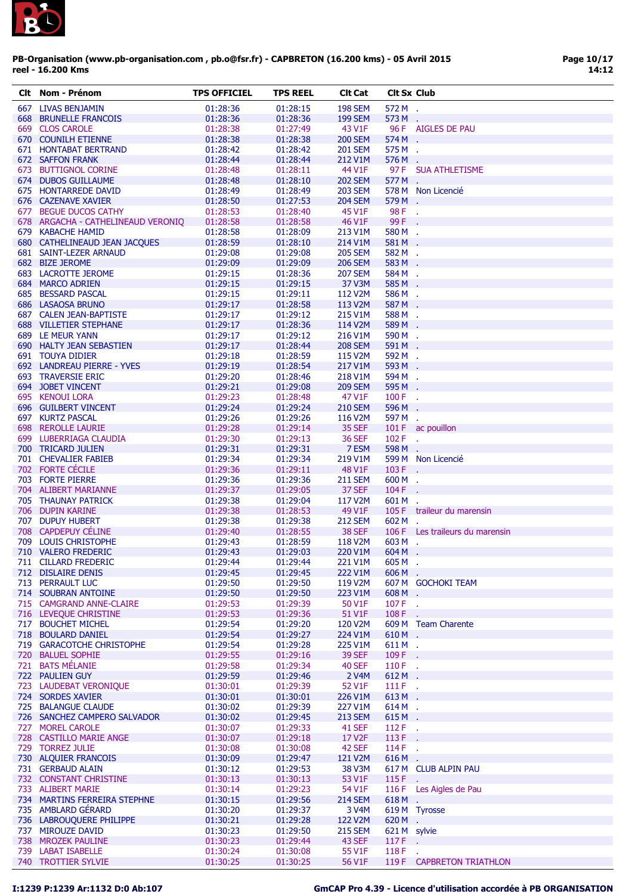**PB-Organisation (www.pb-organisation.com , pb.o@fsr.fr) - CAPBRETON (16.200 kms) - 05 Avril 2015**
**reel - 16.200 Kms**

| Clt | Nom - Prénom | TPS OFFICIEL | TPS REEL | Clt Cat | Clt Sx | Club |
|---|---|---|---|---|---|---|
| 667 | LIVAS BENJAMIN | 01:28:36 | 01:28:15 | 198 SEM | 572 M | . |
| 668 | BRUNELLE FRANCOIS | 01:28:36 | 01:28:36 | 199 SEM | 573 M | . |
| 669 | CLOS CAROLE | 01:28:38 | 01:27:49 | 43 V1F | 96 F | AIGLES DE PAU |
| 670 | COUNILH ETIENNE | 01:28:38 | 01:28:38 | 200 SEM | 574 M | . |
| 671 | HONTABAT BERTRAND | 01:28:42 | 01:28:42 | 201 SEM | 575 M | . |
| 672 | SAFFON FRANK | 01:28:44 | 01:28:44 | 212 V1M | 576 M | . |
| 673 | BUTTIGNOL CORINE | 01:28:48 | 01:28:11 | 44 V1F | 97 F | SUA ATHLETISME |
| 674 | DUBOS GUILLAUME | 01:28:48 | 01:28:10 | 202 SEM | 577 M | . |
| 675 | HONTARREDE DAVID | 01:28:49 | 01:28:49 | 203 SEM | 578 M | Non Licencié |
| 676 | CAZENAVE XAVIER | 01:28:50 | 01:27:53 | 204 SEM | 579 M | . |
| 677 | BEGUE DUCOS CATHY | 01:28:53 | 01:28:40 | 45 V1F | 98 F | . |
| 678 | ARGACHA - CATHELINEAUD VERONIQ | 01:28:58 | 01:28:58 | 46 V1F | 99 F | . |
| 679 | KABACHE HAMID | 01:28:58 | 01:28:09 | 213 V1M | 580 M | . |
| 680 | CATHELINEAUD JEAN JACQUES | 01:28:59 | 01:28:10 | 214 V1M | 581 M | . |
| 681 | SAINT-LEZER ARNAUD | 01:29:08 | 01:29:08 | 205 SEM | 582 M | . |
| 682 | BIZE JEROME | 01:29:09 | 01:29:09 | 206 SEM | 583 M | . |
| 683 | LACROTTE JEROME | 01:29:15 | 01:28:36 | 207 SEM | 584 M | . |
| 684 | MARCO ADRIEN | 01:29:15 | 01:29:15 | 37 V3M | 585 M | . |
| 685 | BESSARD PASCAL | 01:29:15 | 01:29:11 | 112 V2M | 586 M | . |
| 686 | LASAOSA BRUNO | 01:29:17 | 01:28:58 | 113 V2M | 587 M | . |
| 687 | CALEN JEAN-BAPTISTE | 01:29:17 | 01:29:12 | 215 V1M | 588 M | . |
| 688 | VILLETIER STEPHANE | 01:29:17 | 01:28:36 | 114 V2M | 589 M | . |
| 689 | LE MEUR YANN | 01:29:17 | 01:29:12 | 216 V1M | 590 M | . |
| 690 | HALTY JEAN SEBASTIEN | 01:29:17 | 01:28:44 | 208 SEM | 591 M | . |
| 691 | TOUYA DIDIER | 01:29:18 | 01:28:59 | 115 V2M | 592 M | . |
| 692 | LANDREAU PIERRE - YVES | 01:29:19 | 01:28:54 | 217 V1M | 593 M | . |
| 693 | TRAVERSIE ERIC | 01:29:20 | 01:28:46 | 218 V1M | 594 M | . |
| 694 | JOBET VINCENT | 01:29:21 | 01:29:08 | 209 SEM | 595 M | . |
| 695 | KENOUI LORA | 01:29:23 | 01:28:48 | 47 V1F | 100 F | . |
| 696 | GUILBERT VINCENT | 01:29:24 | 01:29:24 | 210 SEM | 596 M | . |
| 697 | KURTZ PASCAL | 01:29:26 | 01:29:26 | 116 V2M | 597 M | . |
| 698 | REROLLE LAURIE | 01:29:28 | 01:29:14 | 35 SEF | 101 F | ac pouillon |
| 699 | LUBERRIAGA CLAUDIA | 01:29:30 | 01:29:13 | 36 SEF | 102 F | . |
| 700 | TRICARD JULIEN | 01:29:31 | 01:29:31 | 7 ESM | 598 M | . |
| 701 | CHEVALIER FABIEB | 01:29:34 | 01:29:34 | 219 V1M | 599 M | Non Licencié |
| 702 | FORTE CÉCILE | 01:29:36 | 01:29:11 | 48 V1F | 103 F | . |
| 703 | FORTE PIERRE | 01:29:36 | 01:29:36 | 211 SEM | 600 M | . |
| 704 | ALIBERT MARIANNE | 01:29:37 | 01:29:05 | 37 SEF | 104 F | . |
| 705 | THAUNAY PATRICK | 01:29:38 | 01:29:04 | 117 V2M | 601 M | . |
| 706 | DUPIN KARINE | 01:29:38 | 01:28:53 | 49 V1F | 105 F | traileur du marensin |
| 707 | DUPUY HUBERT | 01:29:38 | 01:29:38 | 212 SEM | 602 M | . |
| 708 | CAPDEPUY CÉLINE | 01:29:40 | 01:28:55 | 38 SEF | 106 F | Les traileurs du marensin |
| 709 | LOUIS CHRISTOPHE | 01:29:43 | 01:28:59 | 118 V2M | 603 M | . |
| 710 | VALERO FREDERIC | 01:29:43 | 01:29:03 | 220 V1M | 604 M | . |
| 711 | CILLARD FREDERIC | 01:29:44 | 01:29:44 | 221 V1M | 605 M | . |
| 712 | DISLAIRE DENIS | 01:29:45 | 01:29:45 | 222 V1M | 606 M | . |
| 713 | PERRAULT LUC | 01:29:50 | 01:29:50 | 119 V2M | 607 M | GOCHOKI TEAM |
| 714 | SOUBRAN ANTOINE | 01:29:50 | 01:29:50 | 223 V1M | 608 M | . |
| 715 | CAMGRAND ANNE-CLAIRE | 01:29:53 | 01:29:39 | 50 V1F | 107 F | . |
| 716 | LEVEQUE CHRISTINE | 01:29:53 | 01:29:36 | 51 V1F | 108 F | . |
| 717 | BOUCHET MICHEL | 01:29:54 | 01:29:20 | 120 V2M | 609 M | Team Charente |
| 718 | BOULARD DANIEL | 01:29:54 | 01:29:27 | 224 V1M | 610 M | . |
| 719 | GARACOTCHE CHRISTOPHE | 01:29:54 | 01:29:28 | 225 V1M | 611 M | . |
| 720 | BALUEL SOPHIE | 01:29:55 | 01:29:16 | 39 SEF | 109 F | . |
| 721 | BATS MÉLANIE | 01:29:58 | 01:29:34 | 40 SEF | 110 F | . |
| 722 | PAULIEN GUY | 01:29:59 | 01:29:46 | 2 V4M | 612 M | . |
| 723 | LAUDEBAT VERONIQUE | 01:30:01 | 01:29:39 | 52 V1F | 111 F | . |
| 724 | SORDES XAVIER | 01:30:01 | 01:30:01 | 226 V1M | 613 M | . |
| 725 | BALANGUE CLAUDE | 01:30:02 | 01:29:39 | 227 V1M | 614 M | . |
| 726 | SANCHEZ CAMPERO SALVADOR | 01:30:02 | 01:29:45 | 213 SEM | 615 M | . |
| 727 | MOREL CAROLE | 01:30:07 | 01:29:33 | 41 SEF | 112 F | . |
| 728 | CASTILLO MARIE ANGE | 01:30:07 | 01:29:18 | 17 V2F | 113 F | . |
| 729 | TORREZ JULIE | 01:30:08 | 01:30:08 | 42 SEF | 114 F | . |
| 730 | ALQUIER FRANCOIS | 01:30:09 | 01:29:47 | 121 V2M | 616 M | . |
| 731 | GERBAUD ALAIN | 01:30:12 | 01:29:53 | 38 V3M | 617 M | CLUB ALPIN PAU |
| 732 | CONSTANT CHRISTINE | 01:30:13 | 01:30:13 | 53 V1F | 115 F | . |
| 733 | ALIBERT MARIE | 01:30:14 | 01:29:23 | 54 V1F | 116 F | Les Aigles de Pau |
| 734 | MARTINS FERREIRA STEPHNE | 01:30:15 | 01:29:56 | 214 SEM | 618 M | . |
| 735 | AMBLARD GÉRARD | 01:30:20 | 01:29:37 | 3 V4M | 619 M | Tyrosse |
| 736 | LABROUQUERE PHILIPPE | 01:30:21 | 01:29:28 | 122 V2M | 620 M | . |
| 737 | MIROUZE DAVID | 01:30:23 | 01:29:50 | 215 SEM | 621 M | sylvie |
| 738 | MROZEK PAULINE | 01:30:23 | 01:29:44 | 43 SEF | 117 F | . |
| 739 | LABAT ISABELLE | 01:30:24 | 01:30:08 | 55 V1F | 118 F | . |
| 740 | TROTTIER SYLVIE | 01:30:25 | 01:30:25 | 56 V1F | 119 F | CAPBRETON TRIATHLON |

I:1239 P:1239 Ar:1132 D:0 Ab:107 — GmCAP Pro 4.39 - Licence d'utilisation accordée à PB ORGANISATION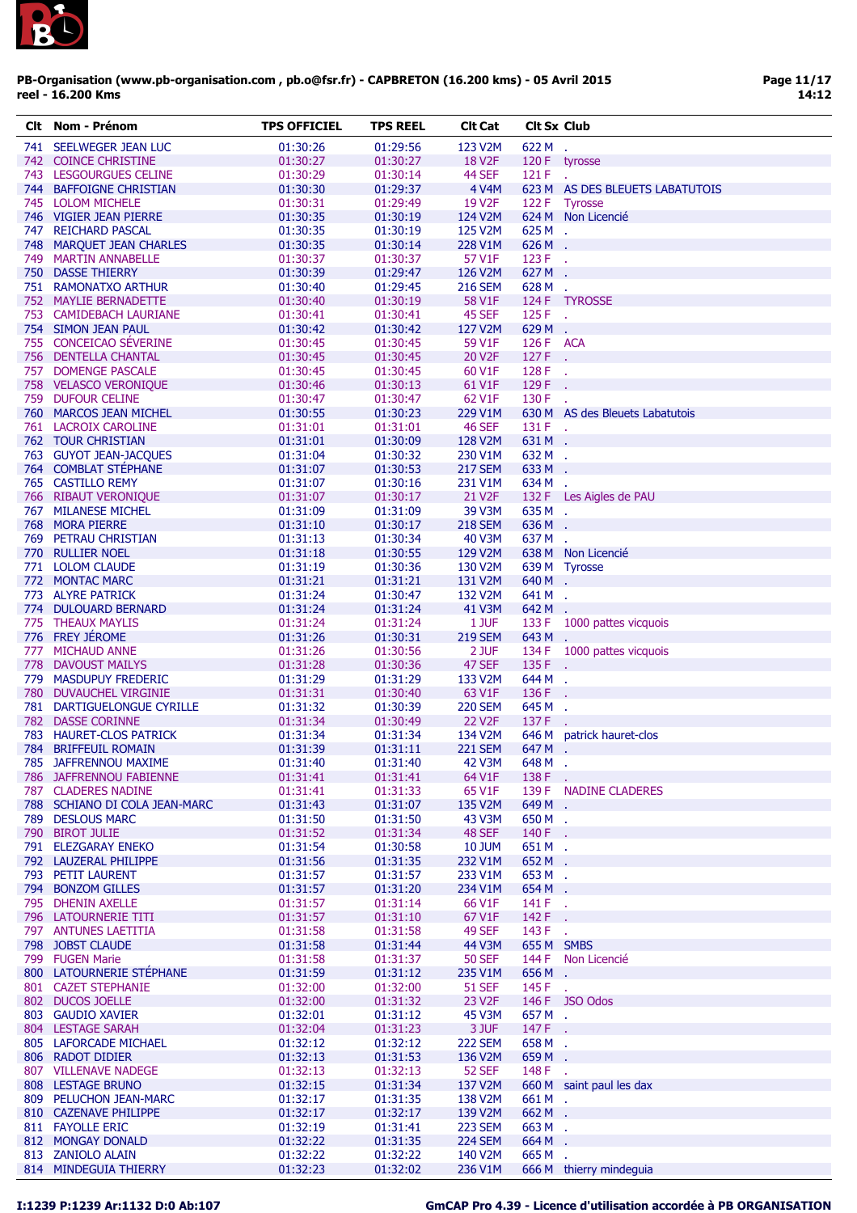PB-Organisation (www.pb-organisation.com , pb.o@fsr.fr) - CAPBRETON (16.200 kms) - 05 Avril 2015
reel - 16.200 Kms

| Clt | Nom - Prénom | TPS OFFICIEL | TPS REEL | Clt Cat | Clt Sx | Club |
|---|---|---|---|---|---|---|
| 741 | SEELWEGER JEAN LUC | 01:30:26 | 01:29:56 | 123 V2M | 622 M | . |
| 742 | COINCE CHRISTINE | 01:30:27 | 01:30:27 | 18 V2F | 120 F | tyrosse |
| 743 | LESGOURGUES CELINE | 01:30:29 | 01:30:14 | 44 SEF | 121 F | . |
| 744 | BAFFOIGNE CHRISTIAN | 01:30:30 | 01:29:37 | 4 V4M | 623 M | AS DES BLEUETS LABATUTOIS |
| 745 | LOLOM MICHELE | 01:30:31 | 01:29:49 | 19 V2F | 122 F | Tyrosse |
| 746 | VIGIER JEAN PIERRE | 01:30:35 | 01:30:19 | 124 V2M | 624 M | Non Licencié |
| 747 | REICHARD PASCAL | 01:30:35 | 01:30:19 | 125 V2M | 625 M | . |
| 748 | MARQUET JEAN CHARLES | 01:30:35 | 01:30:14 | 228 V1M | 626 M | . |
| 749 | MARTIN ANNABELLE | 01:30:37 | 01:30:37 | 57 V1F | 123 F | . |
| 750 | DASSE THIERRY | 01:30:39 | 01:29:47 | 126 V2M | 627 M | . |
| 751 | RAMONATXO ARTHUR | 01:30:40 | 01:29:45 | 216 SEM | 628 M | . |
| 752 | MAYLIE BERNADETTE | 01:30:40 | 01:30:19 | 58 V1F | 124 F | TYROSSE |
| 753 | CAMIDEBACH LAURIANE | 01:30:41 | 01:30:41 | 45 SEF | 125 F | . |
| 754 | SIMON JEAN PAUL | 01:30:42 | 01:30:42 | 127 V2M | 629 M | . |
| 755 | CONCEICAO SÉVERINE | 01:30:45 | 01:30:45 | 59 V1F | 126 F | ACA |
| 756 | DENTELLA CHANTAL | 01:30:45 | 01:30:45 | 20 V2F | 127 F | . |
| 757 | DOMENGE PASCALE | 01:30:45 | 01:30:45 | 60 V1F | 128 F | . |
| 758 | VELASCO VERONIQUE | 01:30:46 | 01:30:13 | 61 V1F | 129 F | . |
| 759 | DUFOUR CELINE | 01:30:47 | 01:30:47 | 62 V1F | 130 F | . |
| 760 | MARCOS JEAN MICHEL | 01:30:55 | 01:30:23 | 229 V1M | 630 M | AS des Bleuets Labatutois |
| 761 | LACROIX CAROLINE | 01:31:01 | 01:31:01 | 46 SEF | 131 F | . |
| 762 | TOUR CHRISTIAN | 01:31:01 | 01:30:09 | 128 V2M | 631 M | . |
| 763 | GUYOT JEAN-JACQUES | 01:31:04 | 01:30:32 | 230 V1M | 632 M | . |
| 764 | COMBLAT STÉPHANE | 01:31:07 | 01:30:53 | 217 SEM | 633 M | . |
| 765 | CASTILLO REMY | 01:31:07 | 01:30:16 | 231 V1M | 634 M | . |
| 766 | RIBAUT VERONIQUE | 01:31:07 | 01:30:17 | 21 V2F | 132 F | Les Aigles de PAU |
| 767 | MILANESE MICHEL | 01:31:09 | 01:31:09 | 39 V3M | 635 M | . |
| 768 | MORA PIERRE | 01:31:10 | 01:30:17 | 218 SEM | 636 M | . |
| 769 | PETRAU CHRISTIAN | 01:31:13 | 01:30:34 | 40 V3M | 637 M | . |
| 770 | RULLIER NOEL | 01:31:18 | 01:30:55 | 129 V2M | 638 M | Non Licencié |
| 771 | LOLOM CLAUDE | 01:31:19 | 01:30:36 | 130 V2M | 639 M | Tyrosse |
| 772 | MONTAC MARC | 01:31:21 | 01:31:21 | 131 V2M | 640 M | . |
| 773 | ALYRE PATRICK | 01:31:24 | 01:30:47 | 132 V2M | 641 M | . |
| 774 | DULOUARD BERNARD | 01:31:24 | 01:31:24 | 41 V3M | 642 M | . |
| 775 | THEAUX MAYLIS | 01:31:24 | 01:31:24 | 1 JUF | 133 F | 1000 pattes vicquois |
| 776 | FREY JÉROME | 01:31:26 | 01:30:31 | 219 SEM | 643 M | . |
| 777 | MICHAUD ANNE | 01:31:26 | 01:30:56 | 2 JUF | 134 F | 1000 pattes vicquois |
| 778 | DAVOUST MAILYS | 01:31:28 | 01:30:36 | 47 SEF | 135 F | . |
| 779 | MASDUPUY FREDERIC | 01:31:29 | 01:31:29 | 133 V2M | 644 M | . |
| 780 | DUVAUCHEL VIRGINIE | 01:31:31 | 01:30:40 | 63 V1F | 136 F | . |
| 781 | DARTIGUELONGUE CYRILLE | 01:31:32 | 01:30:39 | 220 SEM | 645 M | . |
| 782 | DASSE CORINNE | 01:31:34 | 01:30:49 | 22 V2F | 137 F | . |
| 783 | HAURET-CLOS PATRICK | 01:31:34 | 01:31:34 | 134 V2M | 646 M | patrick hauret-clos |
| 784 | BRIFFEUIL ROMAIN | 01:31:39 | 01:31:11 | 221 SEM | 647 M | . |
| 785 | JAFFRENNOU MAXIME | 01:31:40 | 01:31:40 | 42 V3M | 648 M | . |
| 786 | JAFFRENNOU FABIENNE | 01:31:41 | 01:31:41 | 64 V1F | 138 F | . |
| 787 | CLADERES NADINE | 01:31:41 | 01:31:33 | 65 V1F | 139 F | NADINE CLADERES |
| 788 | SCHIANO DI COLA JEAN-MARC | 01:31:43 | 01:31:07 | 135 V2M | 649 M | . |
| 789 | DESLOUS MARC | 01:31:50 | 01:31:50 | 43 V3M | 650 M | . |
| 790 | BIROT JULIE | 01:31:52 | 01:31:34 | 48 SEF | 140 F | . |
| 791 | ELEZGARAY ENEKO | 01:31:54 | 01:30:58 | 10 JUM | 651 M | . |
| 792 | LAUZERAL PHILIPPE | 01:31:56 | 01:31:35 | 232 V1M | 652 M | . |
| 793 | PETIT LAURENT | 01:31:57 | 01:31:57 | 233 V1M | 653 M | . |
| 794 | BONZOM GILLES | 01:31:57 | 01:31:20 | 234 V1M | 654 M | . |
| 795 | DHENIN AXELLE | 01:31:57 | 01:31:14 | 66 V1F | 141 F | . |
| 796 | LATOURNERIE TITI | 01:31:57 | 01:31:10 | 67 V1F | 142 F | . |
| 797 | ANTUNES LAETITIA | 01:31:58 | 01:31:58 | 49 SEF | 143 F | . |
| 798 | JOBST CLAUDE | 01:31:58 | 01:31:44 | 44 V3M | 655 M | SMBS |
| 799 | FUGEN Marie | 01:31:58 | 01:31:37 | 50 SEF | 144 F | Non Licencié |
| 800 | LATOURNERIE STÉPHANE | 01:31:59 | 01:31:12 | 235 V1M | 656 M | . |
| 801 | CAZET STEPHANIE | 01:32:00 | 01:32:00 | 51 SEF | 145 F | . |
| 802 | DUCOS JOELLE | 01:32:00 | 01:31:32 | 23 V2F | 146 F | JSO Odos |
| 803 | GAUDIO XAVIER | 01:32:01 | 01:31:12 | 45 V3M | 657 M | . |
| 804 | LESTAGE SARAH | 01:32:04 | 01:31:23 | 3 JUF | 147 F | . |
| 805 | LAFORCADE MICHAEL | 01:32:12 | 01:32:12 | 222 SEM | 658 M | . |
| 806 | RADOT DIDIER | 01:32:13 | 01:31:53 | 136 V2M | 659 M | . |
| 807 | VILLENAVE NADEGE | 01:32:13 | 01:32:13 | 52 SEF | 148 F | . |
| 808 | LESTAGE BRUNO | 01:32:15 | 01:31:34 | 137 V2M | 660 M | saint paul les dax |
| 809 | PELUCHON JEAN-MARC | 01:32:17 | 01:31:35 | 138 V2M | 661 M | . |
| 810 | CAZENAVE PHILIPPE | 01:32:17 | 01:32:17 | 139 V2M | 662 M | . |
| 811 | FAYOLLE ERIC | 01:32:19 | 01:31:41 | 223 SEM | 663 M | . |
| 812 | MONGAY DONALD | 01:32:22 | 01:31:35 | 224 SEM | 664 M | . |
| 813 | ZANIOLO ALAIN | 01:32:22 | 01:32:22 | 140 V2M | 665 M | . |
| 814 | MINDEGUIA THIERRY | 01:32:23 | 01:32:02 | 236 V1M | 666 M | thierry mindeguia |

I:1239 P:1239 Ar:1132 D:0 Ab:107

GmCAP Pro 4.39 - Licence d'utilisation accordée à PB ORGANISATION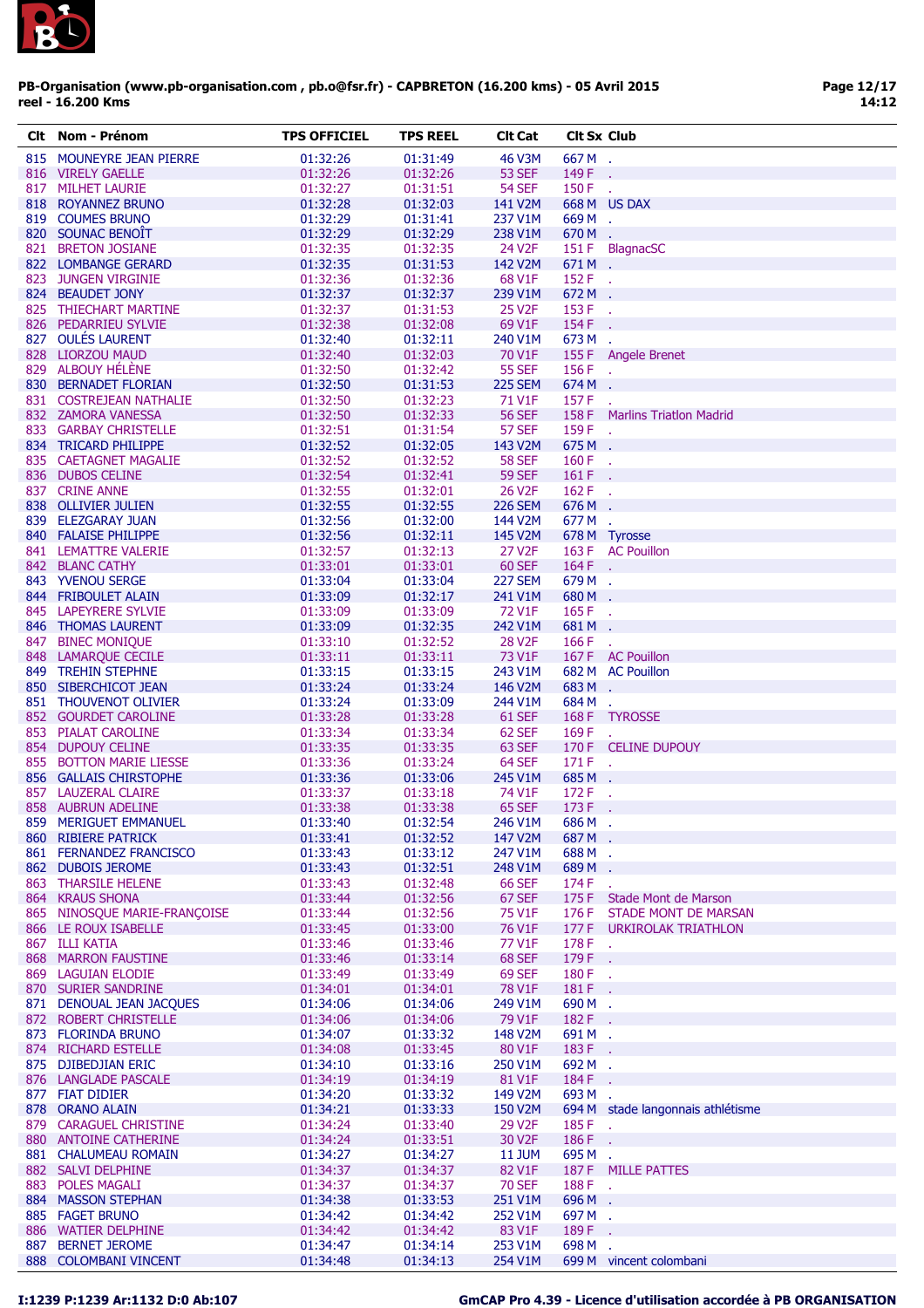PB-Organisation (www.pb-organisation.com , pb.o@fsr.fr) - CAPBRETON (16.200 kms) - 05 Avril 2015
reel - 16.200 Kms

| Clt | Nom - Prénom | TPS OFFICIEL | TPS REEL | Clt Cat | Clt Sx | Club |
|---|---|---|---|---|---|---|
| 815 | MOUNEYRE JEAN PIERRE | 01:32:26 | 01:31:49 | 46 V3M | 667 M | . |
| 816 | VIRELY GAELLE | 01:32:26 | 01:32:26 | 53 SEF | 149 F | . |
| 817 | MILHET LAURIE | 01:32:27 | 01:31:51 | 54 SEF | 150 F | . |
| 818 | ROYANNEZ BRUNO | 01:32:28 | 01:32:03 | 141 V2M | 668 M | US DAX |
| 819 | COUMES BRUNO | 01:32:29 | 01:31:41 | 237 V1M | 669 M | . |
| 820 | SOUNAC BENOÎT | 01:32:29 | 01:32:29 | 238 V1M | 670 M | . |
| 821 | BRETON JOSIANE | 01:32:35 | 01:32:35 | 24 V2F | 151 F | BlagnacSC |
| 822 | LOMBANGE GERARD | 01:32:35 | 01:31:53 | 142 V2M | 671 M | . |
| 823 | JUNGEN VIRGINIE | 01:32:36 | 01:32:36 | 68 V1F | 152 F | . |
| 824 | BEAUDET JONY | 01:32:37 | 01:32:37 | 239 V1M | 672 M | . |
| 825 | THIECHART MARTINE | 01:32:37 | 01:31:53 | 25 V2F | 153 F | . |
| 826 | PEDARRIEU SYLVIE | 01:32:38 | 01:32:08 | 69 V1F | 154 F | . |
| 827 | OULÉS LAURENT | 01:32:40 | 01:32:11 | 240 V1M | 673 M | . |
| 828 | LIORZOU MAUD | 01:32:40 | 01:32:03 | 70 V1F | 155 F | Angele Brenet |
| 829 | ALBOUY HÉLÈNE | 01:32:50 | 01:32:42 | 55 SEF | 156 F | . |
| 830 | BERNADET FLORIAN | 01:32:50 | 01:31:53 | 225 SEM | 674 M | . |
| 831 | COSTREJEAN NATHALIE | 01:32:50 | 01:32:23 | 71 V1F | 157 F | . |
| 832 | ZAMORA VANESSA | 01:32:50 | 01:32:33 | 56 SEF | 158 F | Marlins Triatlon Madrid |
| 833 | GARBAY CHRISTELLE | 01:32:51 | 01:31:54 | 57 SEF | 159 F | . |
| 834 | TRICARD PHILIPPE | 01:32:52 | 01:32:05 | 143 V2M | 675 M | . |
| 835 | CAETAGNET MAGALIE | 01:32:52 | 01:32:52 | 58 SEF | 160 F | . |
| 836 | DUBOS CELINE | 01:32:54 | 01:32:41 | 59 SEF | 161 F | . |
| 837 | CRINE ANNE | 01:32:55 | 01:32:01 | 26 V2F | 162 F | . |
| 838 | OLLIVIER JULIEN | 01:32:55 | 01:32:55 | 226 SEM | 676 M | . |
| 839 | ELEZGARAY JUAN | 01:32:56 | 01:32:00 | 144 V2M | 677 M | . |
| 840 | FALAISE PHILIPPE | 01:32:56 | 01:32:11 | 145 V2M | 678 M | Tyrosse |
| 841 | LEMATTRE VALERIE | 01:32:57 | 01:32:13 | 27 V2F | 163 F | AC Pouillon |
| 842 | BLANC CATHY | 01:33:01 | 01:33:01 | 60 SEF | 164 F | . |
| 843 | YVENOU SERGE | 01:33:04 | 01:33:04 | 227 SEM | 679 M | . |
| 844 | FRIBOULET ALAIN | 01:33:09 | 01:32:17 | 241 V1M | 680 M | . |
| 845 | LAPEYRERE SYLVIE | 01:33:09 | 01:33:09 | 72 V1F | 165 F | . |
| 846 | THOMAS LAURENT | 01:33:09 | 01:32:35 | 242 V1M | 681 M | . |
| 847 | BINEC MONIQUE | 01:33:10 | 01:32:52 | 28 V2F | 166 F | . |
| 848 | LAMARQUE CECILE | 01:33:11 | 01:33:11 | 73 V1F | 167 F | AC Pouillon |
| 849 | TREHIN STEPHNE | 01:33:15 | 01:33:15 | 243 V1M | 682 M | AC Pouillon |
| 850 | SIBERCHICOT JEAN | 01:33:24 | 01:33:24 | 146 V2M | 683 M | . |
| 851 | THOUVENOT OLIVIER | 01:33:24 | 01:33:09 | 244 V1M | 684 M | . |
| 852 | GOURDET CAROLINE | 01:33:28 | 01:33:28 | 61 SEF | 168 F | TYROSSE |
| 853 | PIALAT CAROLINE | 01:33:34 | 01:33:34 | 62 SEF | 169 F | . |
| 854 | DUPOUY CELINE | 01:33:35 | 01:33:35 | 63 SEF | 170 F | CELINE DUPOUY |
| 855 | BOTTON MARIE LIESSE | 01:33:36 | 01:33:24 | 64 SEF | 171 F | . |
| 856 | GALLAIS CHIRSTOPHE | 01:33:36 | 01:33:06 | 245 V1M | 685 M | . |
| 857 | LAUZERAL CLAIRE | 01:33:37 | 01:33:18 | 74 V1F | 172 F | . |
| 858 | AUBRUN ADELINE | 01:33:38 | 01:33:38 | 65 SEF | 173 F | . |
| 859 | MERIGUET EMMANUEL | 01:33:40 | 01:32:54 | 246 V1M | 686 M | . |
| 860 | RIBIERE PATRICK | 01:33:41 | 01:32:52 | 147 V2M | 687 M | . |
| 861 | FERNANDEZ FRANCISCO | 01:33:43 | 01:33:12 | 247 V1M | 688 M | . |
| 862 | DUBOIS JEROME | 01:33:43 | 01:32:51 | 248 V1M | 689 M | . |
| 863 | THARSILE HELENE | 01:33:43 | 01:32:48 | 66 SEF | 174 F | . |
| 864 | KRAUS SHONA | 01:33:44 | 01:32:56 | 67 SEF | 175 F | Stade Mont de Marson |
| 865 | NINOSQUE MARIE-FRANÇOISE | 01:33:44 | 01:32:56 | 75 V1F | 176 F | STADE MONT DE MARSAN |
| 866 | LE ROUX ISABELLE | 01:33:45 | 01:33:00 | 76 V1F | 177 F | URKIROLAK TRIATHLON |
| 867 | ILLI KATIA | 01:33:46 | 01:33:46 | 77 V1F | 178 F | . |
| 868 | MARRON FAUSTINE | 01:33:46 | 01:33:14 | 68 SEF | 179 F | . |
| 869 | LAGUIAN ELODIE | 01:33:49 | 01:33:49 | 69 SEF | 180 F | . |
| 870 | SURIER SANDRINE | 01:34:01 | 01:34:01 | 78 V1F | 181 F | . |
| 871 | DENOUAL JEAN JACQUES | 01:34:06 | 01:34:06 | 249 V1M | 690 M | . |
| 872 | ROBERT CHRISTELLE | 01:34:06 | 01:34:06 | 79 V1F | 182 F | . |
| 873 | FLORINDA BRUNO | 01:34:07 | 01:33:32 | 148 V2M | 691 M | . |
| 874 | RICHARD ESTELLE | 01:34:08 | 01:33:45 | 80 V1F | 183 F | . |
| 875 | DJIBEDJIAN ERIC | 01:34:10 | 01:33:16 | 250 V1M | 692 M | . |
| 876 | LANGLADE PASCALE | 01:34:19 | 01:34:19 | 81 V1F | 184 F | . |
| 877 | FIAT DIDIER | 01:34:20 | 01:33:32 | 149 V2M | 693 M | . |
| 878 | ORANO ALAIN | 01:34:21 | 01:33:33 | 150 V2M | 694 M | stade langonnais athlétisme |
| 879 | CARAGUEL CHRISTINE | 01:34:24 | 01:33:40 | 29 V2F | 185 F | . |
| 880 | ANTOINE CATHERINE | 01:34:24 | 01:33:51 | 30 V2F | 186 F | . |
| 881 | CHALUMEAU ROMAIN | 01:34:27 | 01:34:27 | 11 JUM | 695 M | . |
| 882 | SALVI DELPHINE | 01:34:37 | 01:34:37 | 82 V1F | 187 F | MILLE PATTES |
| 883 | POLES MAGALI | 01:34:37 | 01:34:37 | 70 SEF | 188 F | . |
| 884 | MASSON STEPHAN | 01:34:38 | 01:33:53 | 251 V1M | 696 M | . |
| 885 | FAGET BRUNO | 01:34:42 | 01:34:42 | 252 V1M | 697 M | . |
| 886 | WATIER DELPHINE | 01:34:42 | 01:34:42 | 83 V1F | 189 F | . |
| 887 | BERNET JEROME | 01:34:47 | 01:34:14 | 253 V1M | 698 M | . |
| 888 | COLOMBANI VINCENT | 01:34:48 | 01:34:13 | 254 V1M | 699 M | vincent colombani |

I:1239 P:1239 Ar:1132 D:0 Ab:107 — GmCAP Pro 4.39 - Licence d'utilisation accordée à PB ORGANISATION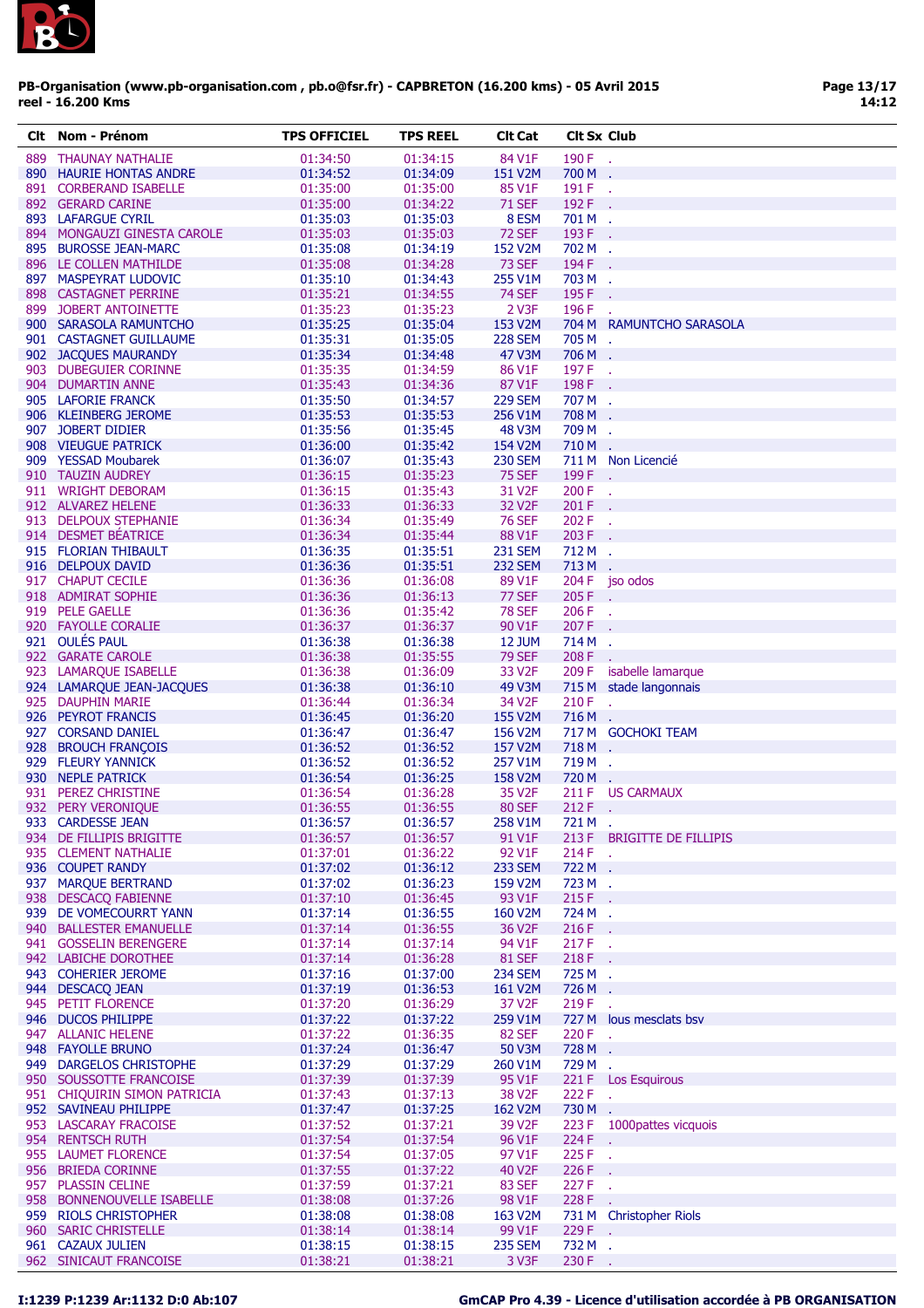**PB-Organisation (www.pb-organisation.com , pb.o@fsr.fr) - CAPBRETON (16.200 kms) - 05 Avril 2015**
**reel - 16.200 Kms**

| Clt | Nom - Prénom | TPS OFFICIEL | TPS REEL | Clt Cat | Clt Sx | Club |
|---|---|---|---|---|---|---|
| 889 | THAUNAY NATHALIE | 01:34:50 | 01:34:15 | 84 V1F | 190 F | . |
| 890 | HAURIE HONTAS ANDRE | 01:34:52 | 01:34:09 | 151 V2M | 700 M | . |
| 891 | CORBERAND ISABELLE | 01:35:00 | 01:35:00 | 85 V1F | 191 F | . |
| 892 | GERARD CARINE | 01:35:00 | 01:34:22 | 71 SEF | 192 F | . |
| 893 | LAFARGUE CYRIL | 01:35:03 | 01:35:03 | 8 ESM | 701 M | . |
| 894 | MONGAUZI GINESTA CAROLE | 01:35:03 | 01:35:03 | 72 SEF | 193 F | . |
| 895 | BUROSSE JEAN-MARC | 01:35:08 | 01:34:19 | 152 V2M | 702 M | . |
| 896 | LE COLLEN MATHILDE | 01:35:08 | 01:34:28 | 73 SEF | 194 F | . |
| 897 | MASPEYRAT LUDOVIC | 01:35:10 | 01:34:43 | 255 V1M | 703 M | . |
| 898 | CASTAGNET PERRINE | 01:35:21 | 01:34:55 | 74 SEF | 195 F | . |
| 899 | JOBERT ANTOINETTE | 01:35:23 | 01:35:23 | 2 V3F | 196 F | . |
| 900 | SARASOLA RAMUNTCHO | 01:35:25 | 01:35:04 | 153 V2M | 704 M | RAMUNTCHO SARASOLA |
| 901 | CASTAGNET GUILLAUME | 01:35:31 | 01:35:05 | 228 SEM | 705 M | . |
| 902 | JACQUES MAURANDY | 01:35:34 | 01:34:48 | 47 V3M | 706 M | . |
| 903 | DUBEGUIER CORINNE | 01:35:35 | 01:34:59 | 86 V1F | 197 F | . |
| 904 | DUMARTIN ANNE | 01:35:43 | 01:34:36 | 87 V1F | 198 F | . |
| 905 | LAFORIE FRANCK | 01:35:50 | 01:34:57 | 229 SEM | 707 M | . |
| 906 | KLEINBERG JEROME | 01:35:53 | 01:35:53 | 256 V1M | 708 M | . |
| 907 | JOBERT DIDIER | 01:35:56 | 01:35:45 | 48 V3M | 709 M | . |
| 908 | VIEUGUE PATRICK | 01:36:00 | 01:35:42 | 154 V2M | 710 M | . |
| 909 | YESSAD Moubarek | 01:36:07 | 01:35:43 | 230 SEM | 711 M | Non Licencié |
| 910 | TAUZIN AUDREY | 01:36:15 | 01:35:23 | 75 SEF | 199 F | . |
| 911 | WRIGHT DEBORAM | 01:36:15 | 01:35:43 | 31 V2F | 200 F | . |
| 912 | ALVAREZ HELENE | 01:36:33 | 01:36:33 | 32 V2F | 201 F | . |
| 913 | DELPOUX STEPHANIE | 01:36:34 | 01:35:49 | 76 SEF | 202 F | . |
| 914 | DESMET BÉATRICE | 01:36:34 | 01:35:44 | 88 V1F | 203 F | . |
| 915 | FLORIAN THIBAULT | 01:36:35 | 01:35:51 | 231 SEM | 712 M | . |
| 916 | DELPOUX DAVID | 01:36:36 | 01:35:51 | 232 SEM | 713 M | . |
| 917 | CHAPUT CECILE | 01:36:36 | 01:36:08 | 89 V1F | 204 F | jso odos |
| 918 | ADMIRAT SOPHIE | 01:36:36 | 01:36:13 | 77 SEF | 205 F | . |
| 919 | PELE GAELLE | 01:36:36 | 01:35:42 | 78 SEF | 206 F | . |
| 920 | FAYOLLE CORALIE | 01:36:37 | 01:36:37 | 90 V1F | 207 F | . |
| 921 | OULÉS PAUL | 01:36:38 | 01:36:38 | 12 JUM | 714 M | . |
| 922 | GARATE CAROLE | 01:36:38 | 01:35:55 | 79 SEF | 208 F | . |
| 923 | LAMARQUE ISABELLE | 01:36:38 | 01:36:09 | 33 V2F | 209 F | isabelle lamarque |
| 924 | LAMARQUE JEAN-JACQUES | 01:36:38 | 01:36:10 | 49 V3M | 715 M | stade langonnais |
| 925 | DAUPHIN MARIE | 01:36:44 | 01:36:34 | 34 V2F | 210 F | . |
| 926 | PEYROT FRANCIS | 01:36:45 | 01:36:20 | 155 V2M | 716 M | . |
| 927 | CORSAND DANIEL | 01:36:47 | 01:36:47 | 156 V2M | 717 M | GOCHOKI TEAM |
| 928 | BROUCH FRANÇOIS | 01:36:52 | 01:36:52 | 157 V2M | 718 M | . |
| 929 | FLEURY YANNICK | 01:36:52 | 01:36:52 | 257 V1M | 719 M | . |
| 930 | NEPLE PATRICK | 01:36:54 | 01:36:25 | 158 V2M | 720 M | . |
| 931 | PEREZ CHRISTINE | 01:36:54 | 01:36:28 | 35 V2F | 211 F | US CARMAUX |
| 932 | PERY VERONIQUE | 01:36:55 | 01:36:55 | 80 SEF | 212 F | . |
| 933 | CARDESSE JEAN | 01:36:57 | 01:36:57 | 258 V1M | 721 M | . |
| 934 | DE FILLIPIS BRIGITTE | 01:36:57 | 01:36:57 | 91 V1F | 213 F | BRIGITTE DE FILLIPIS |
| 935 | CLEMENT NATHALIE | 01:37:01 | 01:36:22 | 92 V1F | 214 F | . |
| 936 | COUPET RANDY | 01:37:02 | 01:36:12 | 233 SEM | 722 M | . |
| 937 | MARQUE BERTRAND | 01:37:02 | 01:36:23 | 159 V2M | 723 M | . |
| 938 | DESCACQ FABIENNE | 01:37:10 | 01:36:45 | 93 V1F | 215 F | . |
| 939 | DE VOMECOURRT YANN | 01:37:14 | 01:36:55 | 160 V2M | 724 M | . |
| 940 | BALLESTER EMANUELLE | 01:37:14 | 01:36:55 | 36 V2F | 216 F | . |
| 941 | GOSSELIN BERENGERE | 01:37:14 | 01:37:14 | 94 V1F | 217 F | . |
| 942 | LABICHE DOROTHEE | 01:37:14 | 01:36:28 | 81 SEF | 218 F | . |
| 943 | COHERIER JEROME | 01:37:16 | 01:37:00 | 234 SEM | 725 M | . |
| 944 | DESCACQ JEAN | 01:37:19 | 01:36:53 | 161 V2M | 726 M | . |
| 945 | PETIT FLORENCE | 01:37:20 | 01:36:29 | 37 V2F | 219 F | . |
| 946 | DUCOS PHILIPPE | 01:37:22 | 01:37:22 | 259 V1M | 727 M | lous mesclats bsv |
| 947 | ALLANIC HELENE | 01:37:22 | 01:36:35 | 82 SEF | 220 F | . |
| 948 | FAYOLLE BRUNO | 01:37:24 | 01:36:47 | 50 V3M | 728 M | . |
| 949 | DARGELOS CHRISTOPHE | 01:37:29 | 01:37:29 | 260 V1M | 729 M | . |
| 950 | SOUSSOTTE FRANCOISE | 01:37:39 | 01:37:39 | 95 V1F | 221 F | Los Esquirous |
| 951 | CHIQUIRIN SIMON PATRICIA | 01:37:43 | 01:37:13 | 38 V2F | 222 F | . |
| 952 | SAVINEAU PHILIPPE | 01:37:47 | 01:37:25 | 162 V2M | 730 M | . |
| 953 | LASCARAY FRACOISE | 01:37:52 | 01:37:21 | 39 V2F | 223 F | 1000pattes vicquois |
| 954 | RENTSCH RUTH | 01:37:54 | 01:37:54 | 96 V1F | 224 F | . |
| 955 | LAUMET FLORENCE | 01:37:54 | 01:37:05 | 97 V1F | 225 F | . |
| 956 | BRIEDA CORINNE | 01:37:55 | 01:37:22 | 40 V2F | 226 F | . |
| 957 | PLASSIN CELINE | 01:37:59 | 01:37:21 | 83 SEF | 227 F | . |
| 958 | BONNENOUVELLE ISABELLE | 01:38:08 | 01:37:26 | 98 V1F | 228 F | . |
| 959 | RIOLS CHRISTOPHER | 01:38:08 | 01:38:08 | 163 V2M | 731 M | Christopher Riols |
| 960 | SARIC CHRISTELLE | 01:38:14 | 01:38:14 | 99 V1F | 229 F | . |
| 961 | CAZAUX JULIEN | 01:38:15 | 01:38:15 | 235 SEM | 732 M | . |
| 962 | SINICAUT FRANCOISE | 01:38:21 | 01:38:21 | 3 V3F | 230 F | . |

I:1239 P:1239 Ar:1132 D:0 Ab:107

GmCAP Pro 4.39 - Licence d'utilisation accordée à PB ORGANISATION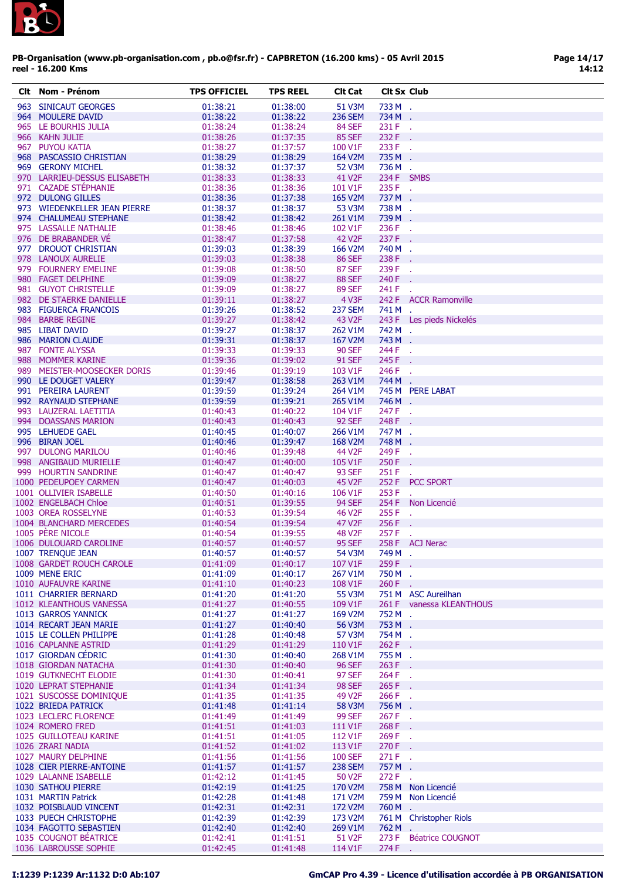**PB-Organisation (www.pb-organisation.com , pb.o@fsr.fr) - CAPBRETON (16.200 kms) - 05 Avril 2015**
**reel - 16.200 Kms**

| Clt | Nom - Prénom | TPS OFFICIEL | TPS REEL | Clt Cat | Clt Sx | Club |
|---|---|---|---|---|---|---|
| 963 | SINICAUT GEORGES | 01:38:21 | 01:38:00 | 51 V3M | 733 M | . |
| 964 | MOULERE DAVID | 01:38:22 | 01:38:22 | 236 SEM | 734 M | . |
| 965 | LE BOURHIS JULIA | 01:38:24 | 01:38:24 | 84 SEF | 231 F | . |
| 966 | KAHN JULIE | 01:38:26 | 01:37:35 | 85 SEF | 232 F | . |
| 967 | PUYOU KATIA | 01:38:27 | 01:37:57 | 100 V1F | 233 F | . |
| 968 | PASCASSIO CHRISTIAN | 01:38:29 | 01:38:29 | 164 V2M | 735 M | . |
| 969 | GERONY MICHEL | 01:38:32 | 01:37:37 | 52 V3M | 736 M | . |
| 970 | LARRIEU-DESSUS ELISABETH | 01:38:33 | 01:38:33 | 41 V2F | 234 F | SMBS |
| 971 | CAZADE STÉPHANIE | 01:38:36 | 01:38:36 | 101 V1F | 235 F | . |
| 972 | DULONG GILLES | 01:38:36 | 01:37:38 | 165 V2M | 737 M | . |
| 973 | WIEDENKELLER JEAN PIERRE | 01:38:37 | 01:38:37 | 53 V3M | 738 M | . |
| 974 | CHALUMEAU STEPHANE | 01:38:42 | 01:38:42 | 261 V1M | 739 M | . |
| 975 | LASSALLE NATHALIE | 01:38:46 | 01:38:46 | 102 V1F | 236 F | . |
| 976 | DE BRABANDER VÉ | 01:38:47 | 01:37:58 | 42 V2F | 237 F | . |
| 977 | DROUOT CHRISTIAN | 01:39:03 | 01:38:39 | 166 V2M | 740 M | . |
| 978 | LANOUX AURELIE | 01:39:03 | 01:38:38 | 86 SEF | 238 F | . |
| 979 | FOURNERY EMELINE | 01:39:08 | 01:38:50 | 87 SEF | 239 F | . |
| 980 | FAGET DELPHINE | 01:39:09 | 01:38:27 | 88 SEF | 240 F | . |
| 981 | GUYOT CHRISTELLE | 01:39:09 | 01:38:27 | 89 SEF | 241 F | . |
| 982 | DE STAERKE DANIELLE | 01:39:11 | 01:38:27 | 4 V3F | 242 F | ACCR Ramonville |
| 983 | FIGUERCA FRANCOIS | 01:39:26 | 01:38:52 | 237 SEM | 741 M | . |
| 984 | BARBE REGINE | 01:39:27 | 01:38:42 | 43 V2F | 243 F | Les pieds Nickelés |
| 985 | LIBAT DAVID | 01:39:27 | 01:38:37 | 262 V1M | 742 M | . |
| 986 | MARION CLAUDE | 01:39:31 | 01:38:37 | 167 V2M | 743 M | . |
| 987 | FONTE ALYSSA | 01:39:33 | 01:39:33 | 90 SEF | 244 F | . |
| 988 | MOMMER KARINE | 01:39:36 | 01:39:02 | 91 SEF | 245 F | . |
| 989 | MEISTER-MOOSECKER DORIS | 01:39:46 | 01:39:19 | 103 V1F | 246 F | . |
| 990 | LE DOUGET VALERY | 01:39:47 | 01:38:58 | 263 V1M | 744 M | . |
| 991 | PEREIRA LAURENT | 01:39:59 | 01:39:24 | 264 V1M | 745 M | PERE LABAT |
| 992 | RAYNAUD STEPHANE | 01:39:59 | 01:39:21 | 265 V1M | 746 M | . |
| 993 | LAUZERAL LAETITIA | 01:40:43 | 01:40:22 | 104 V1F | 247 F | . |
| 994 | DOASSANS MARION | 01:40:43 | 01:40:43 | 92 SEF | 248 F | . |
| 995 | LEHUEDE GAEL | 01:40:45 | 01:40:07 | 266 V1M | 747 M | . |
| 996 | BIRAN JOEL | 01:40:46 | 01:39:47 | 168 V2M | 748 M | . |
| 997 | DULONG MARILOU | 01:40:46 | 01:39:48 | 44 V2F | 249 F | . |
| 998 | ANGIBAUD MURIELLE | 01:40:47 | 01:40:00 | 105 V1F | 250 F | . |
| 999 | HOURTIN SANDRINE | 01:40:47 | 01:40:47 | 93 SEF | 251 F | . |
| 1000 | PEDEUPOEY CARMEN | 01:40:47 | 01:40:03 | 45 V2F | 252 F | PCC SPORT |
| 1001 | OLLIVIER ISABELLE | 01:40:50 | 01:40:16 | 106 V1F | 253 F | . |
| 1002 | ENGELBACH Chloe | 01:40:51 | 01:39:55 | 94 SEF | 254 F | Non Licencié |
| 1003 | OREA ROSSELYNE | 01:40:53 | 01:39:54 | 46 V2F | 255 F | . |
| 1004 | BLANCHARD MERCEDES | 01:40:54 | 01:39:54 | 47 V2F | 256 F | . |
| 1005 | PÈRE NICOLE | 01:40:54 | 01:39:55 | 48 V2F | 257 F | . |
| 1006 | DULOUARD CAROLINE | 01:40:57 | 01:40:57 | 95 SEF | 258 F | ACJ Nerac |
| 1007 | TRENQUE JEAN | 01:40:57 | 01:40:57 | 54 V3M | 749 M | . |
| 1008 | GARDET ROUCH CAROLE | 01:41:09 | 01:40:17 | 107 V1F | 259 F | . |
| 1009 | MENE ERIC | 01:41:09 | 01:40:17 | 267 V1M | 750 M | . |
| 1010 | AUFAUVRE KARINE | 01:41:10 | 01:40:23 | 108 V1F | 260 F | . |
| 1011 | CHARRIER BERNARD | 01:41:20 | 01:41:20 | 55 V3M | 751 M | ASC Aureilhan |
| 1012 | KLEANTHOUS VANESSA | 01:41:27 | 01:40:55 | 109 V1F | 261 F | vanessa KLEANTHOUS |
| 1013 | GARROS YANNICK | 01:41:27 | 01:41:27 | 169 V2M | 752 M | . |
| 1014 | RECART JEAN MARIE | 01:41:27 | 01:40:40 | 56 V3M | 753 M | . |
| 1015 | LE COLLEN PHILIPPE | 01:41:28 | 01:40:48 | 57 V3M | 754 M | . |
| 1016 | CAPLANNE ASTRID | 01:41:29 | 01:41:29 | 110 V1F | 262 F | . |
| 1017 | GIORDAN CÉDRIC | 01:41:30 | 01:40:40 | 268 V1M | 755 M | . |
| 1018 | GIORDAN NATACHA | 01:41:30 | 01:40:40 | 96 SEF | 263 F | . |
| 1019 | GUTKNECHT ELODIE | 01:41:30 | 01:40:41 | 97 SEF | 264 F | . |
| 1020 | LEPRAT STEPHANIE | 01:41:34 | 01:41:34 | 98 SEF | 265 F | . |
| 1021 | SUSCOSSE DOMINIQUE | 01:41:35 | 01:41:35 | 49 V2F | 266 F | . |
| 1022 | BRIEDA PATRICK | 01:41:48 | 01:41:14 | 58 V3M | 756 M | . |
| 1023 | LECLERC FLORENCE | 01:41:49 | 01:41:49 | 99 SEF | 267 F | . |
| 1024 | ROMERO FRED | 01:41:51 | 01:41:03 | 111 V1F | 268 F | . |
| 1025 | GUILLOTEAU KARINE | 01:41:51 | 01:41:05 | 112 V1F | 269 F | . |
| 1026 | ZRARI NADIA | 01:41:52 | 01:41:02 | 113 V1F | 270 F | . |
| 1027 | MAURY DELPHINE | 01:41:56 | 01:41:56 | 100 SEF | 271 F | . |
| 1028 | CIER PIERRE-ANTOINE | 01:41:57 | 01:41:57 | 238 SEM | 757 M | . |
| 1029 | LALANNE ISABELLE | 01:42:12 | 01:41:45 | 50 V2F | 272 F | . |
| 1030 | SATHOU PIERRE | 01:42:19 | 01:41:25 | 170 V2M | 758 M | Non Licencié |
| 1031 | MARTIN Patrick | 01:42:28 | 01:41:48 | 171 V2M | 759 M | Non Licencié |
| 1032 | POISBLAUD VINCENT | 01:42:31 | 01:42:31 | 172 V2M | 760 M | . |
| 1033 | PUECH CHRISTOPHE | 01:42:39 | 01:42:39 | 173 V2M | 761 M | Christopher Riols |
| 1034 | FAGOTTO SEBASTIEN | 01:42:40 | 01:42:40 | 269 V1M | 762 M | . |
| 1035 | COUGNOT BÉATRICE | 01:42:41 | 01:41:51 | 51 V2F | 273 F | Béatrice COUGNOT |
| 1036 | LABROUSSE SOPHIE | 01:42:45 | 01:41:48 | 114 V1F | 274 F | . |

I:1239 P:1239 Ar:1132 D:0 Ab:107

GmCAP Pro 4.39 - Licence d'utilisation accordée à PB ORGANISATION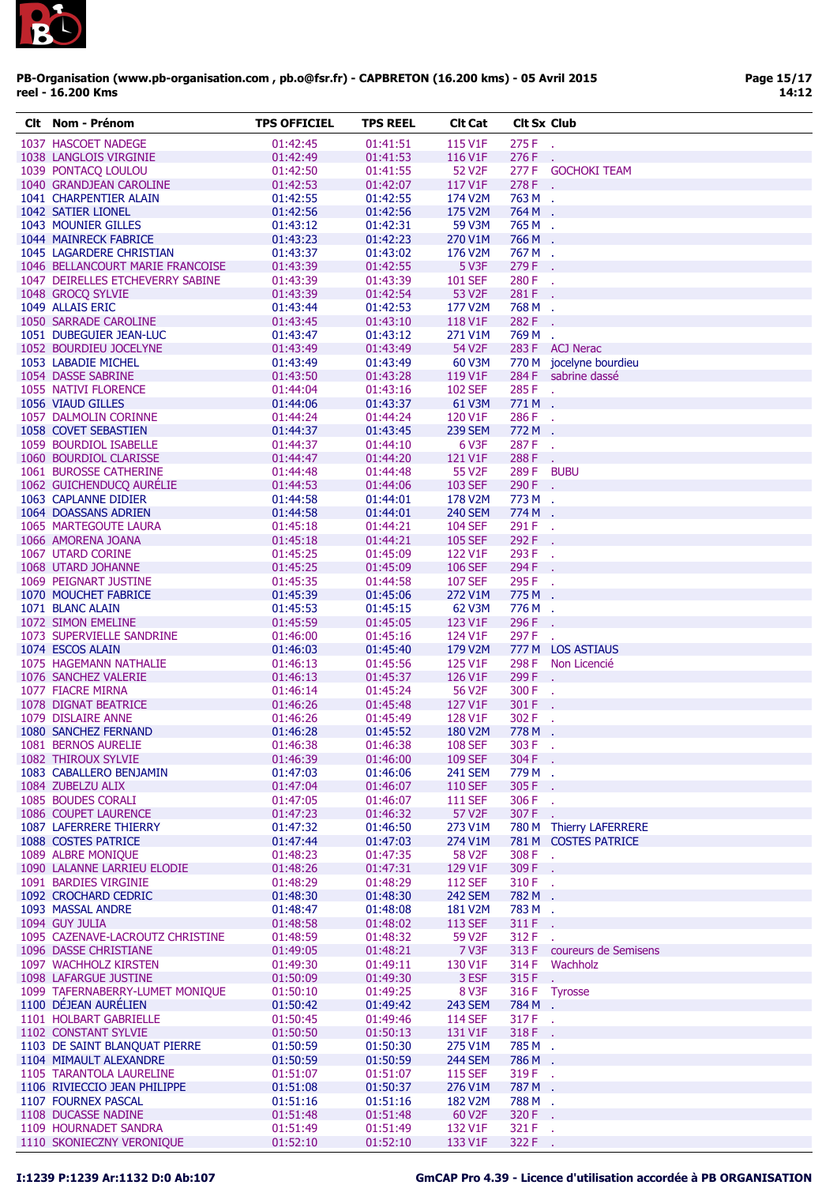**PB-Organisation (www.pb-organisation.com , pb.o@fsr.fr) - CAPBRETON (16.200 kms) - 05 Avril 2015**
**reel - 16.200 Kms**

| Clt | Nom - Prénom | TPS OFFICIEL | TPS REEL | Clt Cat | Clt Sx | Club |
|---|---|---|---|---|---|---|
| 1037 | HASCOET NADEGE | 01:42:45 | 01:41:51 | 115 V1F | 275 F | . |
| 1038 | LANGLOIS VIRGINIE | 01:42:49 | 01:41:53 | 116 V1F | 276 F | . |
| 1039 | PONTACQ LOULOU | 01:42:50 | 01:41:55 | 52 V2F | 277 F | GOCHOKI TEAM |
| 1040 | GRANDJEAN CAROLINE | 01:42:53 | 01:42:07 | 117 V1F | 278 F | . |
| 1041 | CHARPENTIER ALAIN | 01:42:55 | 01:42:55 | 174 V2M | 763 M | . |
| 1042 | SATIER LIONEL | 01:42:56 | 01:42:56 | 175 V2M | 764 M | . |
| 1043 | MOUNIER GILLES | 01:43:12 | 01:42:31 | 59 V3M | 765 M | . |
| 1044 | MAINRECK FABRICE | 01:43:23 | 01:42:23 | 270 V1M | 766 M | . |
| 1045 | LAGARDERE CHRISTIAN | 01:43:37 | 01:43:02 | 176 V2M | 767 M | . |
| 1046 | BELLANCOURT MARIE FRANCOISE | 01:43:39 | 01:42:55 | 5 V3F | 279 F | . |
| 1047 | DEIRELLES ETCHEVERRY SABINE | 01:43:39 | 01:43:39 | 101 SEF | 280 F | . |
| 1048 | GROCQ SYLVIE | 01:43:39 | 01:42:54 | 53 V2F | 281 F | . |
| 1049 | ALLAIS ERIC | 01:43:44 | 01:42:53 | 177 V2M | 768 M | . |
| 1050 | SARRADE CAROLINE | 01:43:45 | 01:43:10 | 118 V1F | 282 F | . |
| 1051 | DUBEGUIER JEAN-LUC | 01:43:47 | 01:43:12 | 271 V1M | 769 M | . |
| 1052 | BOURDIEU JOCELYNE | 01:43:49 | 01:43:49 | 54 V2F | 283 F | ACJ Nerac |
| 1053 | LABADIE MICHEL | 01:43:49 | 01:43:49 | 60 V3M | 770 M | jocelyne bourdieu |
| 1054 | DASSE SABRINE | 01:43:50 | 01:43:28 | 119 V1F | 284 F | sabrine dassé |
| 1055 | NATIVI FLORENCE | 01:44:04 | 01:43:16 | 102 SEF | 285 F | . |
| 1056 | VIAUD GILLES | 01:44:06 | 01:43:37 | 61 V3M | 771 M | . |
| 1057 | DALMOLIN CORINNE | 01:44:24 | 01:44:24 | 120 V1F | 286 F | . |
| 1058 | COVET SEBASTIEN | 01:44:37 | 01:43:45 | 239 SEM | 772 M | . |
| 1059 | BOURDIOL ISABELLE | 01:44:37 | 01:44:10 | 6 V3F | 287 F | . |
| 1060 | BOURDIOL CLARISSE | 01:44:47 | 01:44:20 | 121 V1F | 288 F | . |
| 1061 | BUROSSE CATHERINE | 01:44:48 | 01:44:48 | 55 V2F | 289 F | BUBU |
| 1062 | GUICHENDUCQ AURÉLIE | 01:44:53 | 01:44:06 | 103 SEF | 290 F | . |
| 1063 | CAPLANNE DIDIER | 01:44:58 | 01:44:01 | 178 V2M | 773 M | . |
| 1064 | DOASSANS ADRIEN | 01:44:58 | 01:44:01 | 240 SEM | 774 M | . |
| 1065 | MARTEGOUTE LAURA | 01:45:18 | 01:44:21 | 104 SEF | 291 F | . |
| 1066 | AMORENA JOANA | 01:45:18 | 01:44:21 | 105 SEF | 292 F | . |
| 1067 | UTARD CORINE | 01:45:25 | 01:45:09 | 122 V1F | 293 F | . |
| 1068 | UTARD JOHANNE | 01:45:25 | 01:45:09 | 106 SEF | 294 F | . |
| 1069 | PEIGNART JUSTINE | 01:45:35 | 01:44:58 | 107 SEF | 295 F | . |
| 1070 | MOUCHET FABRICE | 01:45:39 | 01:45:06 | 272 V1M | 775 M | . |
| 1071 | BLANC ALAIN | 01:45:53 | 01:45:15 | 62 V3M | 776 M | . |
| 1072 | SIMON EMELINE | 01:45:59 | 01:45:05 | 123 V1F | 296 F | . |
| 1073 | SUPERVIELLE SANDRINE | 01:46:00 | 01:45:16 | 124 V1F | 297 F | . |
| 1074 | ESCOS ALAIN | 01:46:03 | 01:45:40 | 179 V2M | 777 M | LOS ASTIAUS |
| 1075 | HAGEMANN NATHALIE | 01:46:13 | 01:45:56 | 125 V1F | 298 F | Non Licencié |
| 1076 | SANCHEZ VALERIE | 01:46:13 | 01:45:37 | 126 V1F | 299 F | . |
| 1077 | FIACRE MIRNA | 01:46:14 | 01:45:24 | 56 V2F | 300 F | . |
| 1078 | DIGNAT BEATRICE | 01:46:26 | 01:45:48 | 127 V1F | 301 F | . |
| 1079 | DISLAIRE ANNE | 01:46:26 | 01:45:49 | 128 V1F | 302 F | . |
| 1080 | SANCHEZ FERNAND | 01:46:28 | 01:45:52 | 180 V2M | 778 M | . |
| 1081 | BERNOS AURELIE | 01:46:38 | 01:46:38 | 108 SEF | 303 F | . |
| 1082 | THIROUX SYLVIE | 01:46:39 | 01:46:00 | 109 SEF | 304 F | . |
| 1083 | CABALLERO BENJAMIN | 01:47:03 | 01:46:06 | 241 SEM | 779 M | . |
| 1084 | ZUBELZU ALIX | 01:47:04 | 01:46:07 | 110 SEF | 305 F | . |
| 1085 | BOUDES CORALI | 01:47:05 | 01:46:07 | 111 SEF | 306 F | . |
| 1086 | COUPET LAURENCE | 01:47:23 | 01:46:32 | 57 V2F | 307 F | . |
| 1087 | LAFERRERE THIERRY | 01:47:32 | 01:46:50 | 273 V1M | 780 M | Thierry LAFERRERE |
| 1088 | COSTES PATRICE | 01:47:44 | 01:47:03 | 274 V1M | 781 M | COSTES PATRICE |
| 1089 | ALBRE MONIQUE | 01:48:23 | 01:47:35 | 58 V2F | 308 F | . |
| 1090 | LALANNE LARRIEU ELODIE | 01:48:26 | 01:47:31 | 129 V1F | 309 F | . |
| 1091 | BARDIES VIRGINIE | 01:48:29 | 01:48:29 | 112 SEF | 310 F | . |
| 1092 | CROCHARD CEDRIC | 01:48:30 | 01:48:30 | 242 SEM | 782 M | . |
| 1093 | MASSAL ANDRE | 01:48:47 | 01:48:08 | 181 V2M | 783 M | . |
| 1094 | GUY JULIA | 01:48:58 | 01:48:02 | 113 SEF | 311 F | . |
| 1095 | CAZENAVE-LACROUTZ CHRISTINE | 01:48:59 | 01:48:32 | 59 V2F | 312 F | . |
| 1096 | DASSE CHRISTIANE | 01:49:05 | 01:48:21 | 7 V3F | 313 F | coureurs de Semisens |
| 1097 | WACHHOLZ KIRSTEN | 01:49:30 | 01:49:11 | 130 V1F | 314 F | Wachholz |
| 1098 | LAFARGUE JUSTINE | 01:50:09 | 01:49:30 | 3 ESF | 315 F | . |
| 1099 | TAFERNABERRY-LUMET MONIQUE | 01:50:10 | 01:49:25 | 8 V3F | 316 F | Tyrosse |
| 1100 | DÉJEAN AURÉLIEN | 01:50:42 | 01:49:42 | 243 SEM | 784 M | . |
| 1101 | HOLBART GABRIELLE | 01:50:45 | 01:49:46 | 114 SEF | 317 F | . |
| 1102 | CONSTANT SYLVIE | 01:50:50 | 01:50:13 | 131 V1F | 318 F | . |
| 1103 | DE SAINT BLANQUAT PIERRE | 01:50:59 | 01:50:30 | 275 V1M | 785 M | . |
| 1104 | MIMAULT ALEXANDRE | 01:50:59 | 01:50:59 | 244 SEM | 786 M | . |
| 1105 | TARANTOLA LAURELINE | 01:51:07 | 01:51:07 | 115 SEF | 319 F | . |
| 1106 | RIVIECCIO JEAN PHILIPPE | 01:51:08 | 01:50:37 | 276 V1M | 787 M | . |
| 1107 | FOURNEX PASCAL | 01:51:16 | 01:51:16 | 182 V2M | 788 M | . |
| 1108 | DUCASSE NADINE | 01:51:48 | 01:51:48 | 60 V2F | 320 F | . |
| 1109 | HOURNADET SANDRA | 01:51:49 | 01:51:49 | 132 V1F | 321 F | . |
| 1110 | SKONIECZNY VERONIQUE | 01:52:10 | 01:52:10 | 133 V1F | 322 F | . |

I:1239 P:1239 Ar:1132 D:0 Ab:107 GmCAP Pro 4.39 - Licence d'utilisation accordée à PB ORGANISATION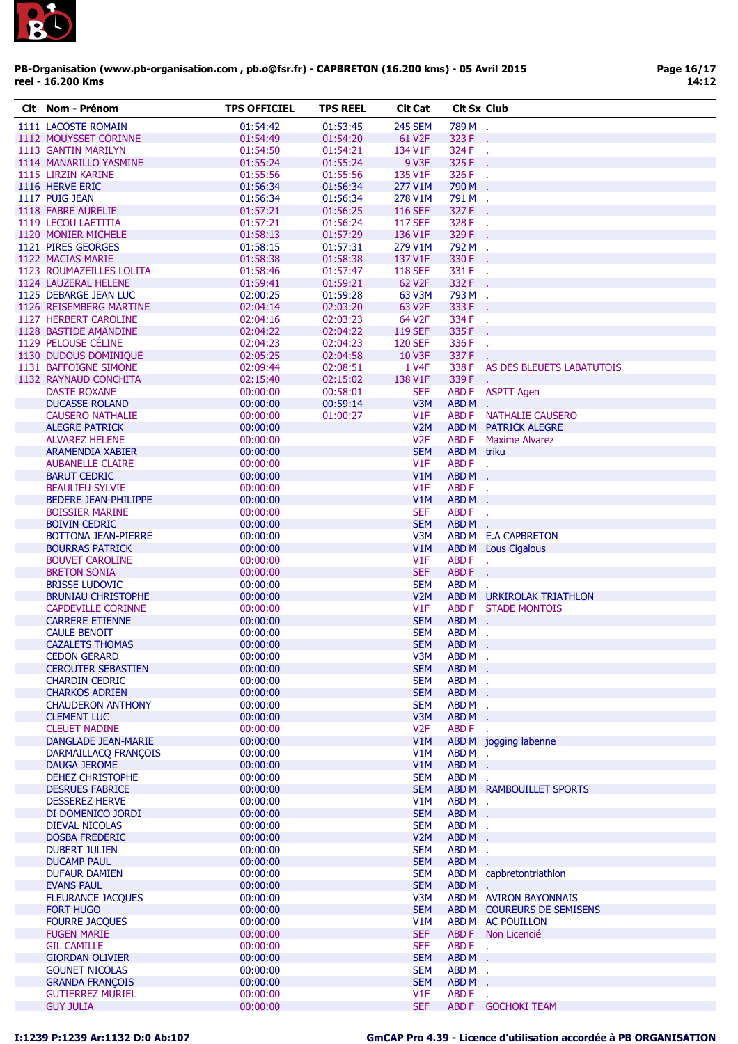PB-Organisation (www.pb-organisation.com , pb.o@fsr.fr) - CAPBRETON (16.200 kms) - 05 Avril 2015
reel - 16.200 Kms

| Clt | Nom - Prénom | TPS OFFICIEL | TPS REEL | Clt Cat | Clt Sx | Club |
|---|---|---|---|---|---|---|
| 1111 | LACOSTE ROMAIN | 01:54:42 | 01:53:45 | 245 SEM | 789 M | . |
| 1112 | MOUYSSET CORINNE | 01:54:49 | 01:54:20 | 61 V2F | 323 F | . |
| 1113 | GANTIN MARILYN | 01:54:50 | 01:54:21 | 134 V1F | 324 F | . |
| 1114 | MANARILLO YASMINE | 01:55:24 | 01:55:24 | 9 V3F | 325 F | . |
| 1115 | LIRZIN KARINE | 01:55:56 | 01:55:56 | 135 V1F | 326 F | . |
| 1116 | HERVE ERIC | 01:56:34 | 01:56:34 | 277 V1M | 790 M | . |
| 1117 | PUIG JEAN | 01:56:34 | 01:56:34 | 278 V1M | 791 M | . |
| 1118 | FABRE AURELIE | 01:57:21 | 01:56:25 | 116 SEF | 327 F | . |
| 1119 | LECOU LAETITIA | 01:57:21 | 01:56:24 | 117 SEF | 328 F | . |
| 1120 | MONIER MICHELE | 01:58:13 | 01:57:29 | 136 V1F | 329 F | . |
| 1121 | PIRES GEORGES | 01:58:15 | 01:57:31 | 279 V1M | 792 M | . |
| 1122 | MACIAS MARIE | 01:58:38 | 01:58:38 | 137 V1F | 330 F | . |
| 1123 | ROUMAZEILLES LOLITA | 01:58:46 | 01:57:47 | 118 SEF | 331 F | . |
| 1124 | LAUZERAL HELENE | 01:59:41 | 01:59:21 | 62 V2F | 332 F | . |
| 1125 | DEBARGE JEAN LUC | 02:00:25 | 01:59:28 | 63 V3M | 793 M | . |
| 1126 | REISEMBERG MARTINE | 02:04:14 | 02:03:20 | 63 V2F | 333 F | . |
| 1127 | HERBERT CAROLINE | 02:04:16 | 02:03:23 | 64 V2F | 334 F | . |
| 1128 | BASTIDE AMANDINE | 02:04:22 | 02:04:22 | 119 SEF | 335 F | . |
| 1129 | PELOUSE CÉLINE | 02:04:23 | 02:04:23 | 120 SEF | 336 F | . |
| 1130 | DUDOUS DOMINIQUE | 02:05:25 | 02:04:58 | 10 V3F | 337 F | . |
| 1131 | BAFFOIGNE SIMONE | 02:09:44 | 02:08:51 | 1 V4F | 338 F | AS DES BLEUETS LABATUTOIS |
| 1132 | RAYNAUD CONCHITA | 02:15:40 | 02:15:02 | 138 V1F | 339 F | . |
| | DASTE ROXANE | 00:00:00 | 00:58:01 | SEF | ABD F | ASPTT Agen |
| | DUCASSE ROLAND | 00:00:00 | 00:59:14 | V3M | ABD M | . |
| | CAUSERO NATHALIE | 00:00:00 | 01:00:27 | V1F | ABD F | NATHALIE CAUSERO |
| | ALEGRE PATRICK | 00:00:00 | | V2M | ABD M | PATRICK ALEGRE |
| | ALVAREZ HELENE | 00:00:00 | | V2F | ABD F | Maxime Alvarez |
| | ARAMENDIA XABIER | 00:00:00 | | SEM | ABD M | triku |
| | AUBANELLE CLAIRE | 00:00:00 | | V1F | ABD F | . |
| | BARUT CEDRIC | 00:00:00 | | V1M | ABD M | . |
| | BEAULIEU SYLVIE | 00:00:00 | | V1F | ABD F | . |
| | BEDERE JEAN-PHILIPPE | 00:00:00 | | V1M | ABD M | . |
| | BOISSIER MARINE | 00:00:00 | | SEF | ABD F | . |
| | BOIVIN CEDRIC | 00:00:00 | | SEM | ABD M | . |
| | BOTTONA JEAN-PIERRE | 00:00:00 | | V3M | ABD M | E.A CAPBRETON |
| | BOURRAS PATRICK | 00:00:00 | | V1M | ABD M | Lous Cigalous |
| | BOUVET CAROLINE | 00:00:00 | | V1F | ABD F | . |
| | BRETON SONIA | 00:00:00 | | SEF | ABD F | . |
| | BRISSE LUDOVIC | 00:00:00 | | SEM | ABD M | . |
| | BRUNIAU CHRISTOPHE | 00:00:00 | | V2M | ABD M | URKIROLAK TRIATHLON |
| | CAPDEVILLE CORINNE | 00:00:00 | | V1F | ABD F | STADE MONTOIS |
| | CARRERE ETIENNE | 00:00:00 | | SEM | ABD M | . |
| | CAULE BENOIT | 00:00:00 | | SEM | ABD M | . |
| | CAZALETS THOMAS | 00:00:00 | | SEM | ABD M | . |
| | CEDON GERARD | 00:00:00 | | V3M | ABD M | . |
| | CEROUTER SEBASTIEN | 00:00:00 | | SEM | ABD M | . |
| | CHARDIN CEDRIC | 00:00:00 | | SEM | ABD M | . |
| | CHARKOS ADRIEN | 00:00:00 | | SEM | ABD M | . |
| | CHAUDERON ANTHONY | 00:00:00 | | SEM | ABD M | . |
| | CLEMENT LUC | 00:00:00 | | V3M | ABD M | . |
| | CLEUET NADINE | 00:00:00 | | V2F | ABD F | . |
| | DANGLADE JEAN-MARIE | 00:00:00 | | V1M | ABD M | jogging labenne |
| | DARMAILLACQ FRANÇOIS | 00:00:00 | | V1M | ABD M | . |
| | DAUGA JEROME | 00:00:00 | | V1M | ABD M | . |
| | DEHEZ CHRISTOPHE | 00:00:00 | | SEM | ABD M | . |
| | DESRUES FABRICE | 00:00:00 | | SEM | ABD M | RAMBOUILLET SPORTS |
| | DESSEREZ HERVE | 00:00:00 | | V1M | ABD M | . |
| | DI DOMENICO JORDI | 00:00:00 | | SEM | ABD M | . |
| | DIEVAL NICOLAS | 00:00:00 | | SEM | ABD M | . |
| | DOSBA FREDERIC | 00:00:00 | | V2M | ABD M | . |
| | DUBERT JULIEN | 00:00:00 | | SEM | ABD M | . |
| | DUCAMP PAUL | 00:00:00 | | SEM | ABD M | . |
| | DUFAUR DAMIEN | 00:00:00 | | SEM | ABD M | capbretontriathlon |
| | EVANS PAUL | 00:00:00 | | SEM | ABD M | . |
| | FLEURANCE JACQUES | 00:00:00 | | V3M | ABD M | AVIRON BAYONNAIS |
| | FORT HUGO | 00:00:00 | | SEM | ABD M | COUREURS DE SEMISENS |
| | FOURRE JACQUES | 00:00:00 | | V1M | ABD M | AC POUILLON |
| | FUGEN MARIE | 00:00:00 | | SEF | ABD F | Non Licencié |
| | GIL CAMILLE | 00:00:00 | | SEF | ABD F | . |
| | GIORDAN OLIVIER | 00:00:00 | | SEM | ABD M | . |
| | GOUNET NICOLAS | 00:00:00 | | SEM | ABD M | . |
| | GRANDA FRANÇOIS | 00:00:00 | | SEM | ABD M | . |
| | GUTIERREZ MURIEL | 00:00:00 | | V1F | ABD F | . |
| | GUY JULIA | 00:00:00 | | SEF | ABD F | GOCHOKI TEAM |

I:1239 P:1239 Ar:1132 D:0 Ab:107

GmCAP Pro 4.39 - Licence d'utilisation accordée à PB ORGANISATION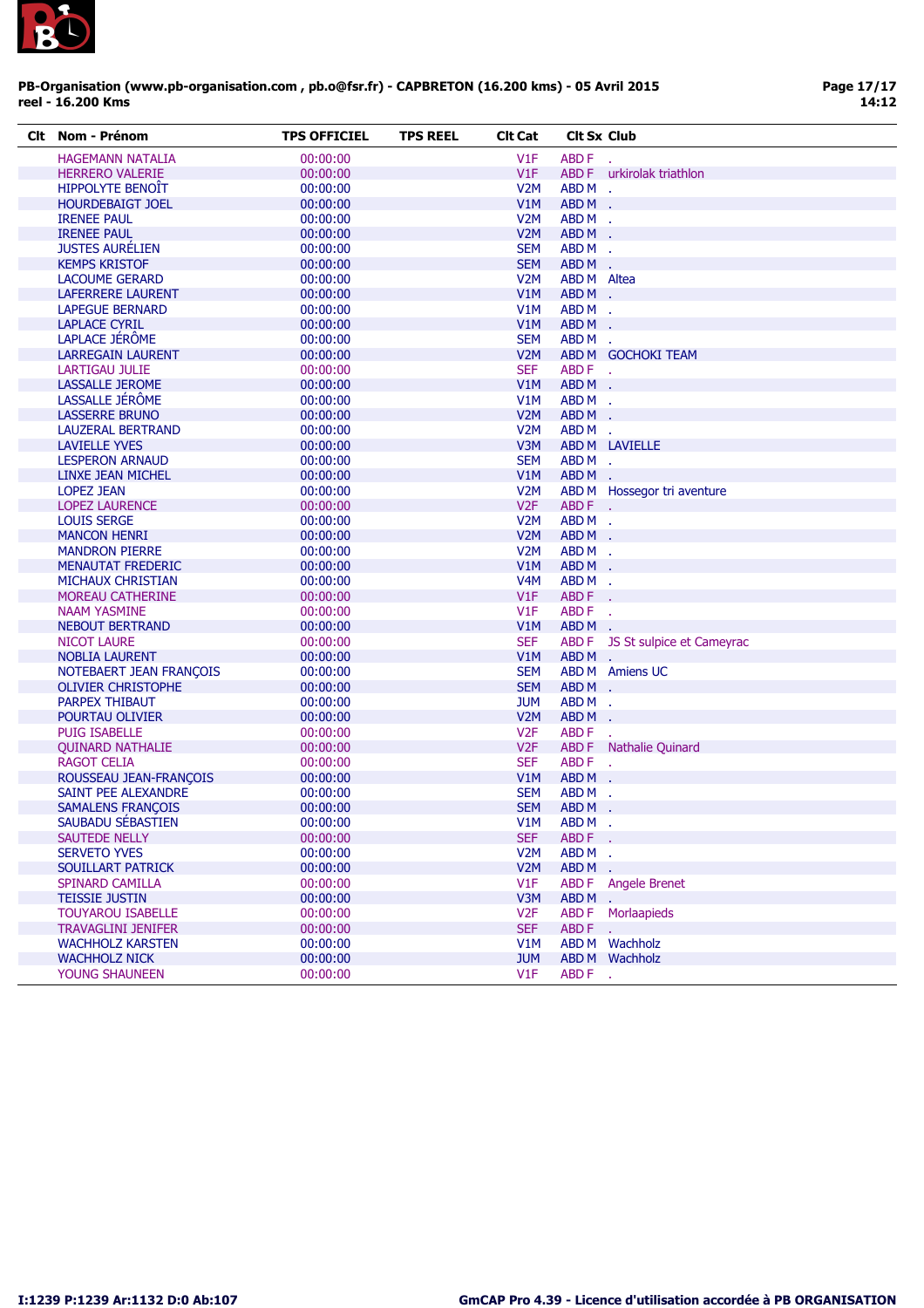PB-Organisation (www.pb-organisation.com , pb.o@fsr.fr) - CAPBRETON (16.200 kms) - 05 Avril 2015
reel - 16.200 Kms

| Clt | Nom - Prénom | TPS OFFICIEL | TPS REEL | Clt Cat | Clt Sx | Club |
|---|---|---|---|---|---|---|
| | HAGEMANN NATALIA | 00:00:00 | | V1F | ABD F | . |
| | HERRERO VALERIE | 00:00:00 | | V1F | ABD F | urkirolak triathlon |
| | HIPPOLYTE BENOÎT | 00:00:00 | | V2M | ABD M | . |
| | HOURDEBAIGT JOEL | 00:00:00 | | V1M | ABD M | . |
| | IRENEE PAUL | 00:00:00 | | V2M | ABD M | . |
| | IRENEE PAUL | 00:00:00 | | V2M | ABD M | . |
| | JUSTES AURÉLIEN | 00:00:00 | | SEM | ABD M | . |
| | KEMPS KRISTOF | 00:00:00 | | SEM | ABD M | . |
| | LACOUME GERARD | 00:00:00 | | V2M | ABD M | Altea |
| | LAFERRERE LAURENT | 00:00:00 | | V1M | ABD M | . |
| | LAPEGUE BERNARD | 00:00:00 | | V1M | ABD M | . |
| | LAPLACE CYRIL | 00:00:00 | | V1M | ABD M | . |
| | LAPLACE JÉRÔME | 00:00:00 | | SEM | ABD M | . |
| | LARREGAIN LAURENT | 00:00:00 | | V2M | ABD M | GOCHOKI TEAM |
| | LARTIGAU JULIE | 00:00:00 | | SEF | ABD F | . |
| | LASSALLE JEROME | 00:00:00 | | V1M | ABD M | . |
| | LASSALLE JÉRÔME | 00:00:00 | | V1M | ABD M | . |
| | LASSERRE BRUNO | 00:00:00 | | V2M | ABD M | . |
| | LAUZERAL BERTRAND | 00:00:00 | | V2M | ABD M | . |
| | LAVIELLE YVES | 00:00:00 | | V3M | ABD M | LAVIELLE |
| | LESPERON ARNAUD | 00:00:00 | | SEM | ABD M | . |
| | LINXE JEAN MICHEL | 00:00:00 | | V1M | ABD M | . |
| | LOPEZ JEAN | 00:00:00 | | V2M | ABD M | Hossegor tri aventure |
| | LOPEZ LAURENCE | 00:00:00 | | V2F | ABD F | . |
| | LOUIS SERGE | 00:00:00 | | V2M | ABD M | . |
| | MANCON HENRI | 00:00:00 | | V2M | ABD M | . |
| | MANDRON PIERRE | 00:00:00 | | V2M | ABD M | . |
| | MENAUTAT FREDERIC | 00:00:00 | | V1M | ABD M | . |
| | MICHAUX CHRISTIAN | 00:00:00 | | V4M | ABD M | . |
| | MOREAU CATHERINE | 00:00:00 | | V1F | ABD F | . |
| | NAAM YASMINE | 00:00:00 | | V1F | ABD F | . |
| | NEBOUT BERTRAND | 00:00:00 | | V1M | ABD M | . |
| | NICOT LAURE | 00:00:00 | | SEF | ABD F | JS St sulpice et Cameyrac |
| | NOBLIA LAURENT | 00:00:00 | | V1M | ABD M | . |
| | NOTEBAERT JEAN FRANÇOIS | 00:00:00 | | SEM | ABD M | Amiens UC |
| | OLIVIER CHRISTOPHE | 00:00:00 | | SEM | ABD M | . |
| | PARPEX THIBAUT | 00:00:00 | | JUM | ABD M | . |
| | POURTAU OLIVIER | 00:00:00 | | V2M | ABD M | . |
| | PUIG ISABELLE | 00:00:00 | | V2F | ABD F | . |
| | QUINARD NATHALIE | 00:00:00 | | V2F | ABD F | Nathalie Quinard |
| | RAGOT CELIA | 00:00:00 | | SEF | ABD F | . |
| | ROUSSEAU JEAN-FRANÇOIS | 00:00:00 | | V1M | ABD M | . |
| | SAINT PEE ALEXANDRE | 00:00:00 | | SEM | ABD M | . |
| | SAMALENS FRANÇOIS | 00:00:00 | | SEM | ABD M | . |
| | SAUBADU SÉBASTIEN | 00:00:00 | | V1M | ABD M | . |
| | SAUTEDE NELLY | 00:00:00 | | SEF | ABD F | . |
| | SERVETO YVES | 00:00:00 | | V2M | ABD M | . |
| | SOUILLART PATRICK | 00:00:00 | | V2M | ABD M | . |
| | SPINARD CAMILLA | 00:00:00 | | V1F | ABD F | Angele Brenet |
| | TEISSIE JUSTIN | 00:00:00 | | V3M | ABD M | . |
| | TOUYAROU ISABELLE | 00:00:00 | | V2F | ABD F | Morlaapieds |
| | TRAVAGLINI JENIFER | 00:00:00 | | SEF | ABD F | . |
| | WACHHOLZ KARSTEN | 00:00:00 | | V1M | ABD M | Wachholz |
| | WACHHOLZ NICK | 00:00:00 | | JUM | ABD M | Wachholz |
| | YOUNG SHAUNEEN | 00:00:00 | | V1F | ABD F | . |

I:1239 P:1239 Ar:1132 D:0 Ab:107

GmCAP Pro 4.39 - Licence d'utilisation accordée à PB ORGANISATION